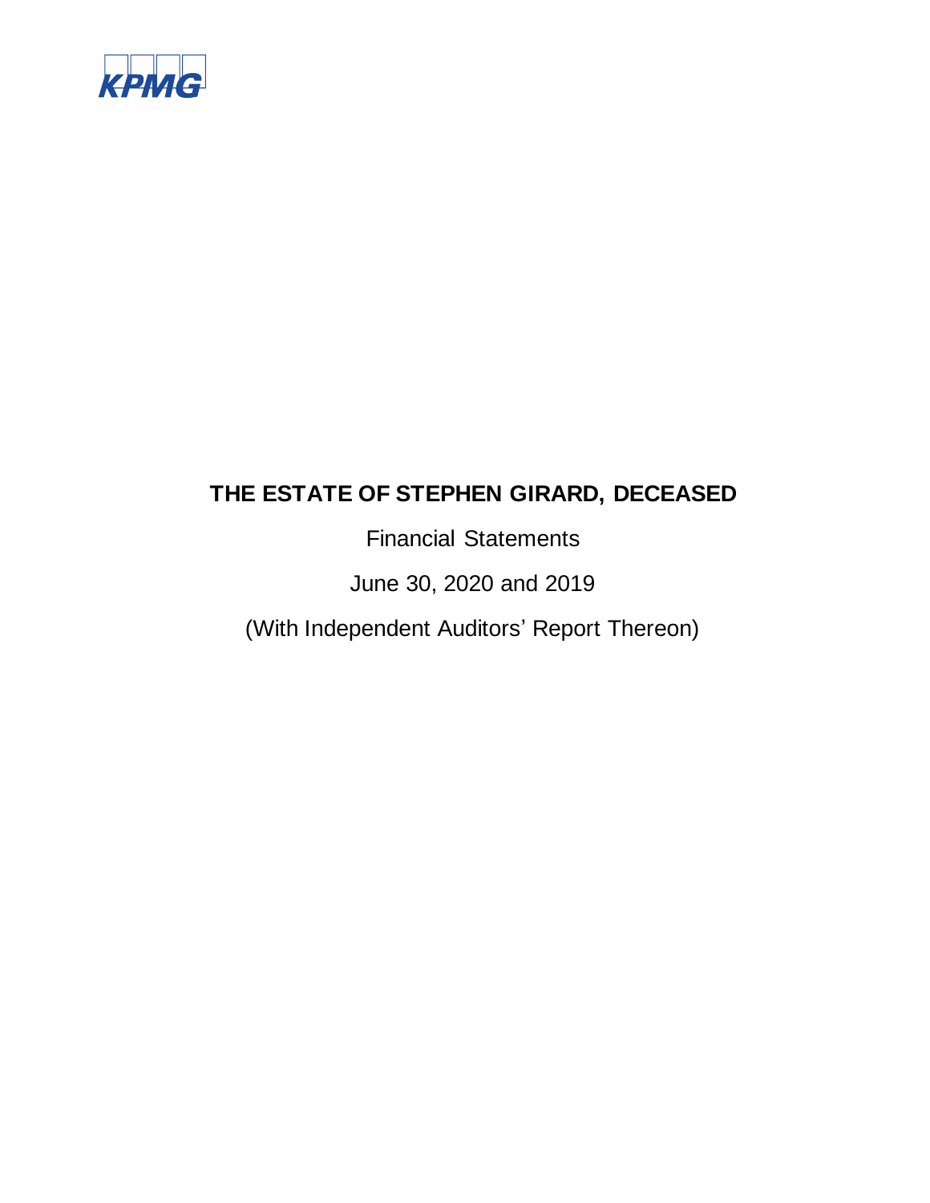KPMG

# THE ESTATE OF STEPHEN GIRARD, DECEASED

Financial Statements

June 30, 2020 and 2019

(With Independent Auditors' Report Thereon)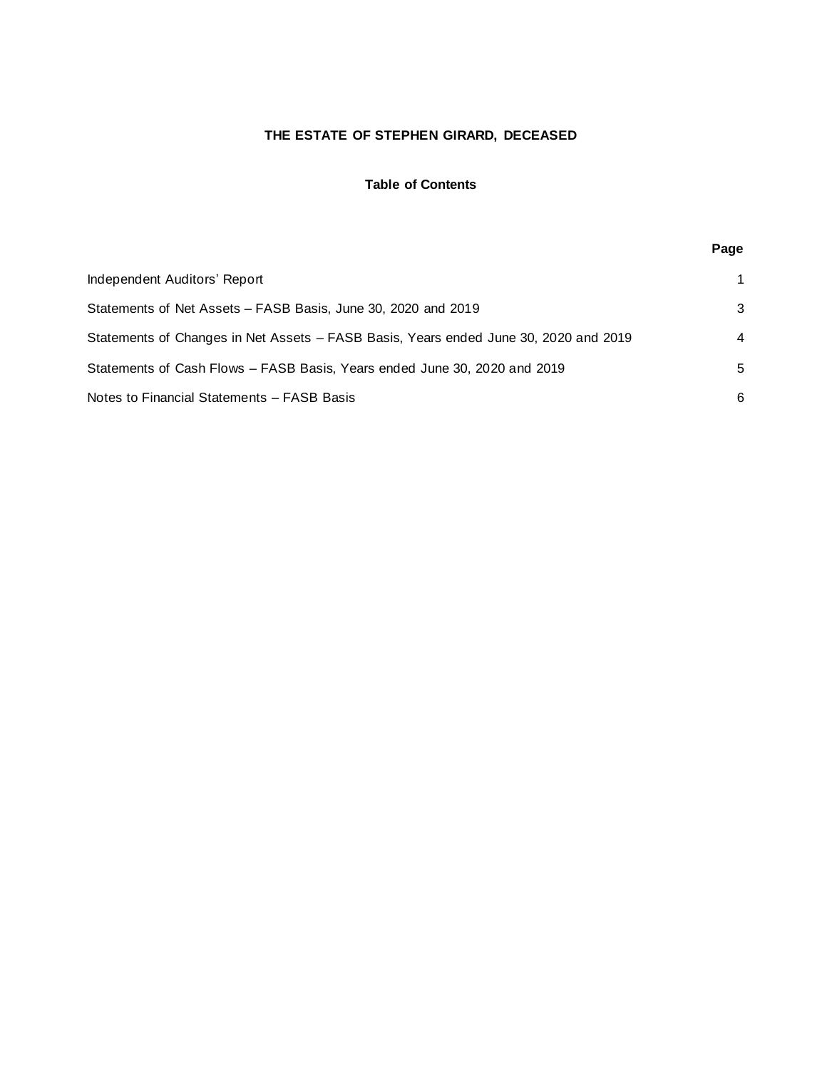# THE ESTATE OF STEPHEN GIRARD, DECEASED

## Table of Contents

| | Page |
|---|---|
| Independent Auditors' Report | 1 |
| Statements of Net Assets – FASB Basis, June 30, 2020 and 2019 | 3 |
| Statements of Changes in Net Assets – FASB Basis, Years ended June 30, 2020 and 2019 | 4 |
| Statements of Cash Flows – FASB Basis, Years ended June 30, 2020 and 2019 | 5 |
| Notes to Financial Statements – FASB Basis | 6 |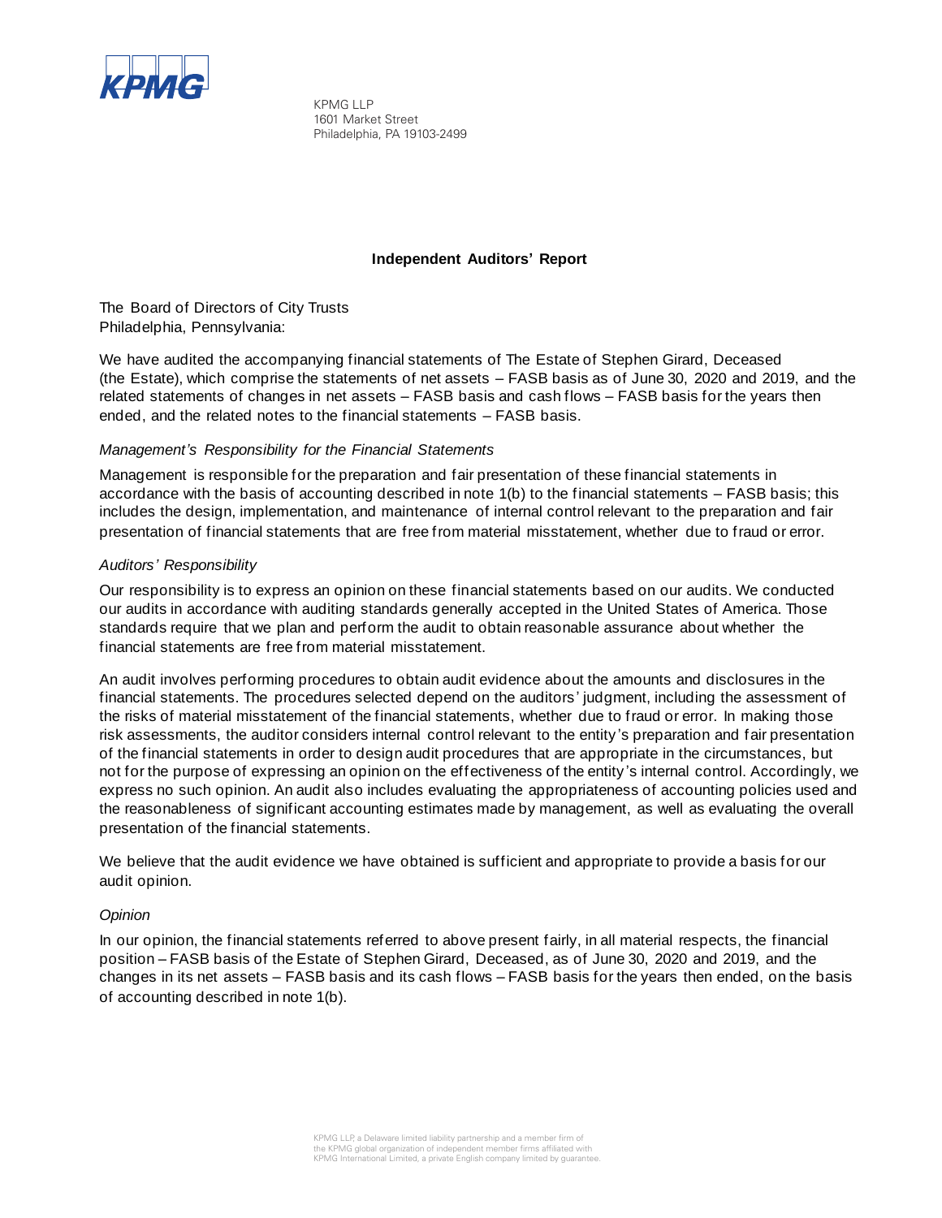KPMG LLP
1601 Market Street
Philadelphia, PA 19103-2499

## Independent Auditors' Report

The Board of Directors of City Trusts
Philadelphia, Pennsylvania:

We have audited the accompanying financial statements of The Estate of Stephen Girard, Deceased (the Estate), which comprise the statements of net assets – FASB basis as of June 30, 2020 and 2019, and the related statements of changes in net assets – FASB basis and cash flows – FASB basis for the years then ended, and the related notes to the financial statements – FASB basis.

### *Management's Responsibility for the Financial Statements*

Management is responsible for the preparation and fair presentation of these financial statements in accordance with the basis of accounting described in note 1(b) to the financial statements – FASB basis; this includes the design, implementation, and maintenance of internal control relevant to the preparation and fair presentation of financial statements that are free from material misstatement, whether due to fraud or error.

### *Auditors' Responsibility*

Our responsibility is to express an opinion on these financial statements based on our audits. We conducted our audits in accordance with auditing standards generally accepted in the United States of America. Those standards require that we plan and perform the audit to obtain reasonable assurance about whether the financial statements are free from material misstatement.

An audit involves performing procedures to obtain audit evidence about the amounts and disclosures in the financial statements. The procedures selected depend on the auditors' judgment, including the assessment of the risks of material misstatement of the financial statements, whether due to fraud or error. In making those risk assessments, the auditor considers internal control relevant to the entity's preparation and fair presentation of the financial statements in order to design audit procedures that are appropriate in the circumstances, but not for the purpose of expressing an opinion on the effectiveness of the entity's internal control. Accordingly, we express no such opinion. An audit also includes evaluating the appropriateness of accounting policies used and the reasonableness of significant accounting estimates made by management, as well as evaluating the overall presentation of the financial statements.

We believe that the audit evidence we have obtained is sufficient and appropriate to provide a basis for our audit opinion.

### *Opinion*

In our opinion, the financial statements referred to above present fairly, in all material respects, the financial position – FASB basis of the Estate of Stephen Girard, Deceased, as of June 30, 2020 and 2019, and the changes in its net assets – FASB basis and its cash flows – FASB basis for the years then ended, on the basis of accounting described in note 1(b).

KPMG LLP, a Delaware limited liability partnership and a member firm of the KPMG global organization of independent member firms affiliated with KPMG International Limited, a private English company limited by guarantee.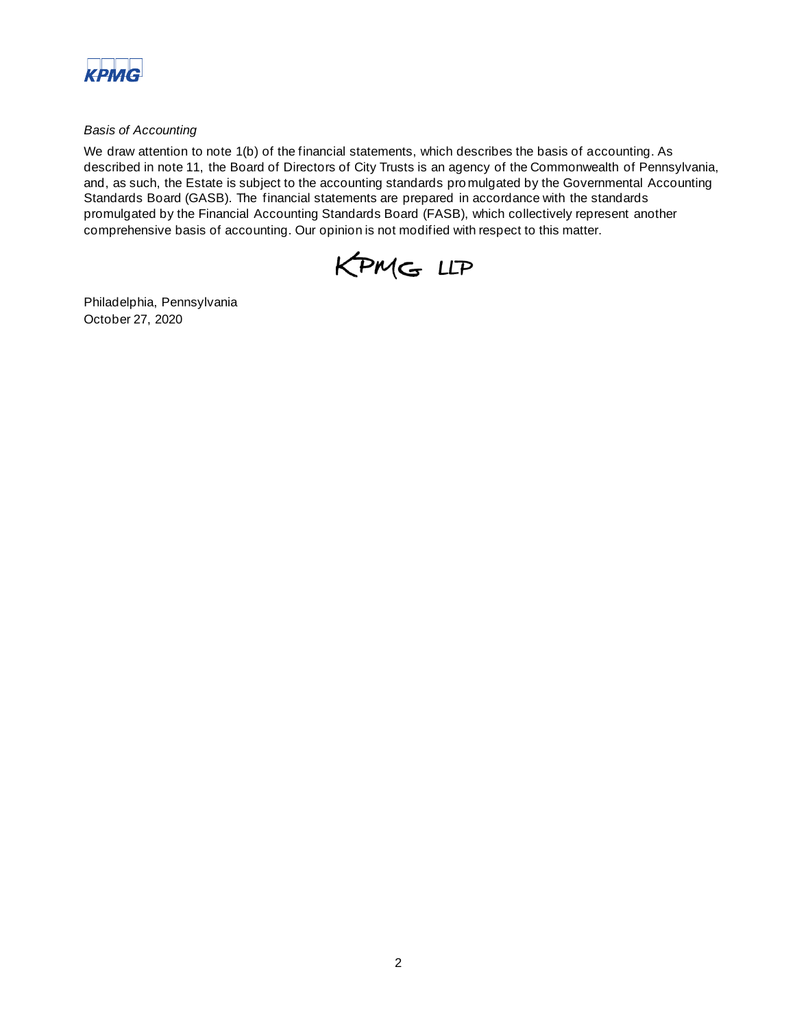*Basis of Accounting*

We draw attention to note 1(b) of the financial statements, which describes the basis of accounting. As described in note 11, the Board of Directors of City Trusts is an agency of the Commonwealth of Pennsylvania, and, as such, the Estate is subject to the accounting standards promulgated by the Governmental Accounting Standards Board (GASB). The financial statements are prepared in accordance with the standards promulgated by the Financial Accounting Standards Board (FASB), which collectively represent another comprehensive basis of accounting. Our opinion is not modified with respect to this matter.

KPMG LLP

Philadelphia, Pennsylvania
October 27, 2020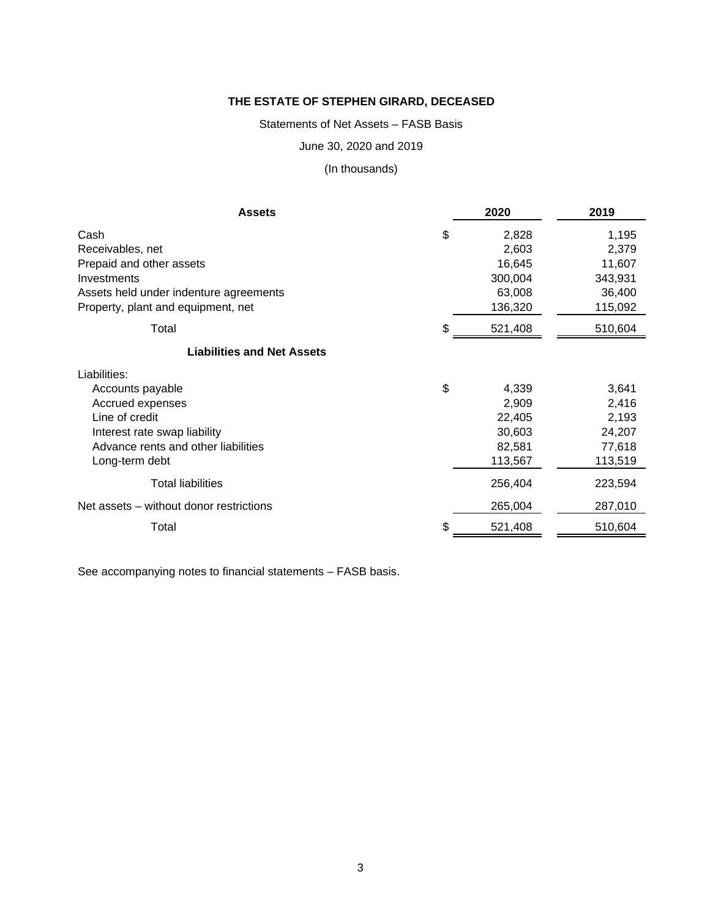# THE ESTATE OF STEPHEN GIRARD, DECEASED

Statements of Net Assets – FASB Basis

June 30, 2020 and 2019

(In thousands)

| Assets | | 2020 | 2019 |
|---|---|---|---|
| Cash | $ | 2,828 | 1,195 |
| Receivables, net | | 2,603 | 2,379 |
| Prepaid and other assets | | 16,645 | 11,607 |
| Investments | | 300,004 | 343,931 |
| Assets held under indenture agreements | | 63,008 | 36,400 |
| Property, plant and equipment, net | | 136,320 | 115,092 |
| Total | $ | 521,408 | 510,604 |
| **Liabilities and Net Assets** | | | |
| Liabilities: | | | |
| Accounts payable | $ | 4,339 | 3,641 |
| Accrued expenses | | 2,909 | 2,416 |
| Line of credit | | 22,405 | 2,193 |
| Interest rate swap liability | | 30,603 | 24,207 |
| Advance rents and other liabilities | | 82,581 | 77,618 |
| Long-term debt | | 113,567 | 113,519 |
| Total liabilities | | 256,404 | 223,594 |
| Net assets – without donor restrictions | | 265,004 | 287,010 |
| Total | $ | 521,408 | 510,604 |

See accompanying notes to financial statements – FASB basis.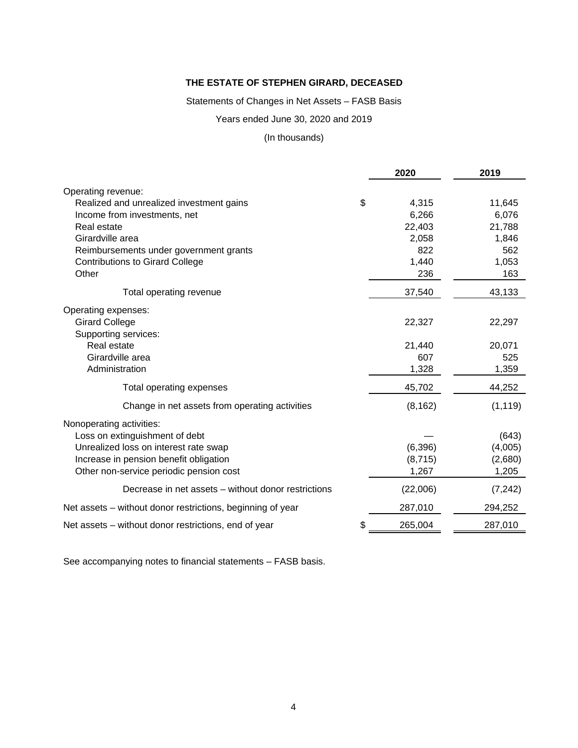**THE ESTATE OF STEPHEN GIRARD, DECEASED**

Statements of Changes in Net Assets – FASB Basis

Years ended June 30, 2020 and 2019

(In thousands)

| | 2020 | 2019 |
|---|---|---|
| Operating revenue: | | |
| Realized and unrealized investment gains | $ 4,315 | 11,645 |
| Income from investments, net | 6,266 | 6,076 |
| Real estate | 22,403 | 21,788 |
| Girardville area | 2,058 | 1,846 |
| Reimbursements under government grants | 822 | 562 |
| Contributions to Girard College | 1,440 | 1,053 |
| Other | 236 | 163 |
| Total operating revenue | 37,540 | 43,133 |
| Operating expenses: | | |
| Girard College | 22,327 | 22,297 |
| Supporting services: | | |
| Real estate | 21,440 | 20,071 |
| Girardville area | 607 | 525 |
| Administration | 1,328 | 1,359 |
| Total operating expenses | 45,702 | 44,252 |
| Change in net assets from operating activities | (8,162) | (1,119) |
| Nonoperating activities: | | |
| Loss on extinguishment of debt | — | (643) |
| Unrealized loss on interest rate swap | (6,396) | (4,005) |
| Increase in pension benefit obligation | (8,715) | (2,680) |
| Other non-service periodic pension cost | 1,267 | 1,205 |
| Decrease in net assets – without donor restrictions | (22,006) | (7,242) |
| Net assets – without donor restrictions, beginning of year | 287,010 | 294,252 |
| Net assets – without donor restrictions, end of year | $ 265,004 | 287,010 |

See accompanying notes to financial statements – FASB basis.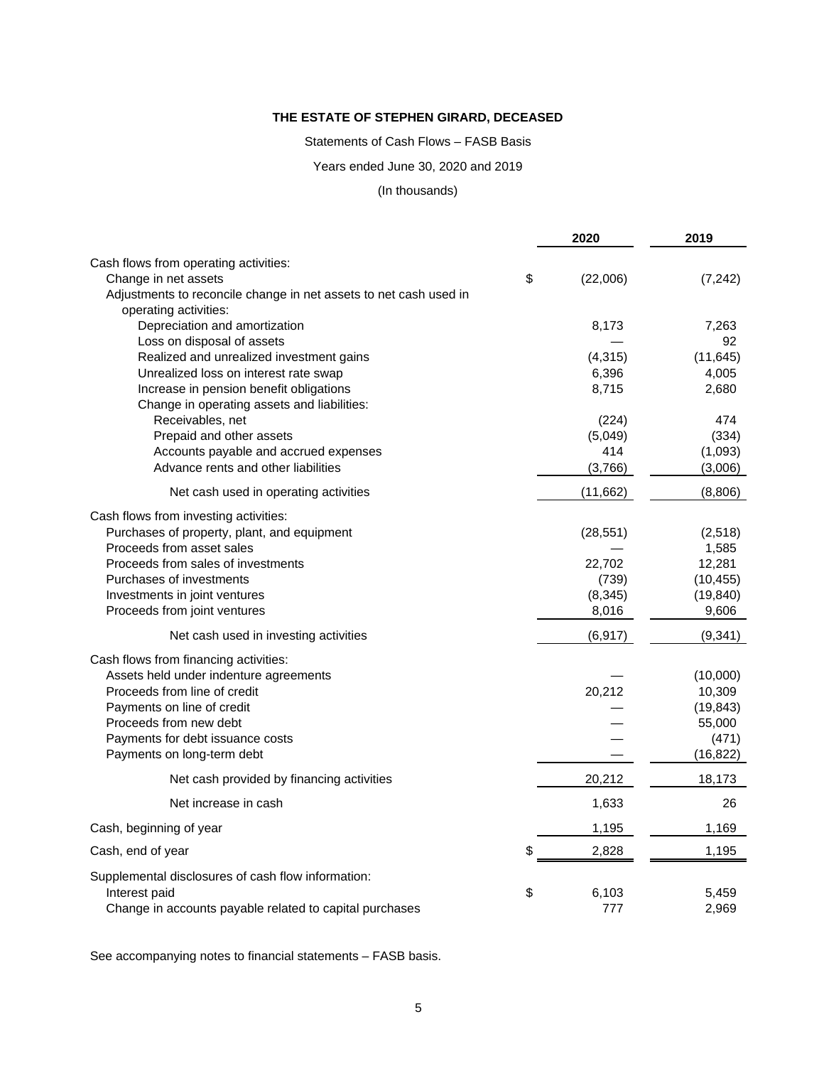**THE ESTATE OF STEPHEN GIRARD, DECEASED**

Statements of Cash Flows – FASB Basis

Years ended June 30, 2020 and 2019

(In thousands)

| | 2020 | 2019 |
|---|---|---|
| Cash flows from operating activities: | | |
| Change in net assets | $ (22,006) | (7,242) |
| Adjustments to reconcile change in net assets to net cash used in operating activities: | | |
| Depreciation and amortization | 8,173 | 7,263 |
| Loss on disposal of assets | — | 92 |
| Realized and unrealized investment gains | (4,315) | (11,645) |
| Unrealized loss on interest rate swap | 6,396 | 4,005 |
| Increase in pension benefit obligations | 8,715 | 2,680 |
| Change in operating assets and liabilities: | | |
| Receivables, net | (224) | 474 |
| Prepaid and other assets | (5,049) | (334) |
| Accounts payable and accrued expenses | 414 | (1,093) |
| Advance rents and other liabilities | (3,766) | (3,006) |
| Net cash used in operating activities | (11,662) | (8,806) |
| Cash flows from investing activities: | | |
| Purchases of property, plant, and equipment | (28,551) | (2,518) |
| Proceeds from asset sales | — | 1,585 |
| Proceeds from sales of investments | 22,702 | 12,281 |
| Purchases of investments | (739) | (10,455) |
| Investments in joint ventures | (8,345) | (19,840) |
| Proceeds from joint ventures | 8,016 | 9,606 |
| Net cash used in investing activities | (6,917) | (9,341) |
| Cash flows from financing activities: | | |
| Assets held under indenture agreements | — | (10,000) |
| Proceeds from line of credit | 20,212 | 10,309 |
| Payments on line of credit | — | (19,843) |
| Proceeds from new debt | — | 55,000 |
| Payments for debt issuance costs | — | (471) |
| Payments on long-term debt | — | (16,822) |
| Net cash provided by financing activities | 20,212 | 18,173 |
| Net increase in cash | 1,633 | 26 |
| Cash, beginning of year | 1,195 | 1,169 |
| Cash, end of year | $ 2,828 | 1,195 |
| Supplemental disclosures of cash flow information: | | |
| Interest paid | $ 6,103 | 5,459 |
| Change in accounts payable related to capital purchases | 777 | 2,969 |

See accompanying notes to financial statements – FASB basis.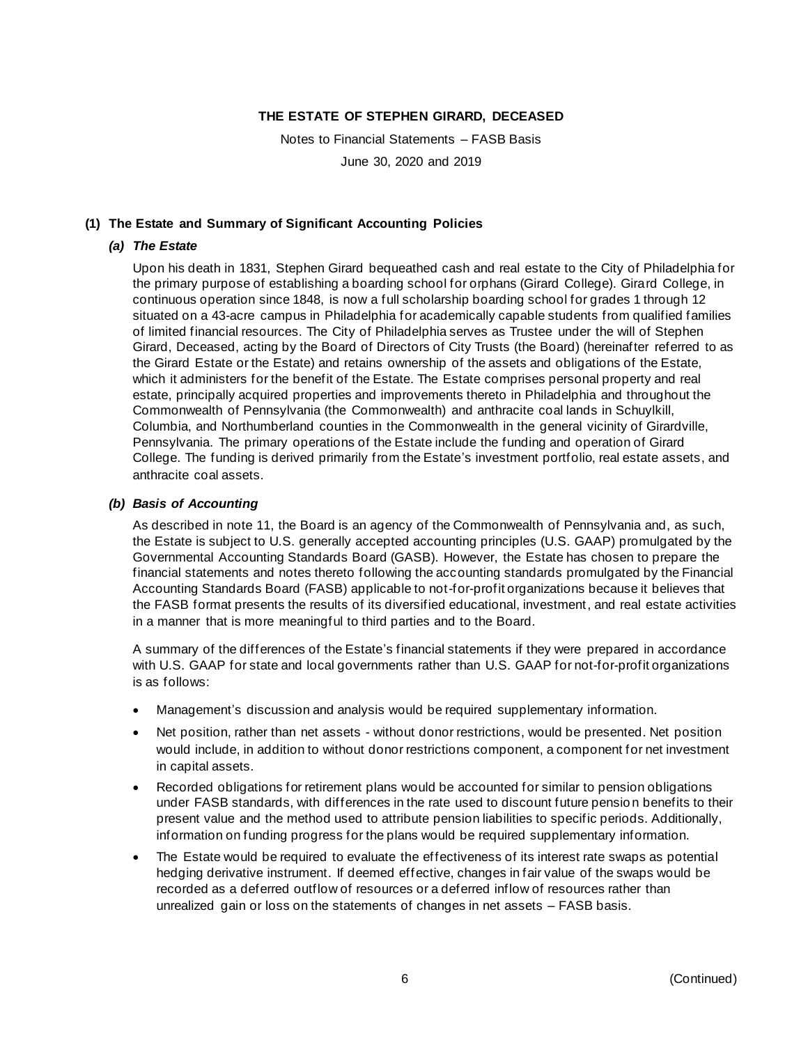# THE ESTATE OF STEPHEN GIRARD, DECEASED

Notes to Financial Statements – FASB Basis

June 30, 2020 and 2019

## (1) The Estate and Summary of Significant Accounting Policies

### *(a) The Estate*

Upon his death in 1831, Stephen Girard bequeathed cash and real estate to the City of Philadelphia for the primary purpose of establishing a boarding school for orphans (Girard College). Girard College, in continuous operation since 1848, is now a full scholarship boarding school for grades 1 through 12 situated on a 43-acre campus in Philadelphia for academically capable students from qualified families of limited financial resources. The City of Philadelphia serves as Trustee under the will of Stephen Girard, Deceased, acting by the Board of Directors of City Trusts (the Board) (hereinafter referred to as the Girard Estate or the Estate) and retains ownership of the assets and obligations of the Estate, which it administers for the benefit of the Estate. The Estate comprises personal property and real estate, principally acquired properties and improvements thereto in Philadelphia and throughout the Commonwealth of Pennsylvania (the Commonwealth) and anthracite coal lands in Schuylkill, Columbia, and Northumberland counties in the Commonwealth in the general vicinity of Girardville, Pennsylvania. The primary operations of the Estate include the funding and operation of Girard College. The funding is derived primarily from the Estate's investment portfolio, real estate assets, and anthracite coal assets.

### *(b) Basis of Accounting*

As described in note 11, the Board is an agency of the Commonwealth of Pennsylvania and, as such, the Estate is subject to U.S. generally accepted accounting principles (U.S. GAAP) promulgated by the Governmental Accounting Standards Board (GASB). However, the Estate has chosen to prepare the financial statements and notes thereto following the accounting standards promulgated by the Financial Accounting Standards Board (FASB) applicable to not-for-profit organizations because it believes that the FASB format presents the results of its diversified educational, investment, and real estate activities in a manner that is more meaningful to third parties and to the Board.

A summary of the differences of the Estate's financial statements if they were prepared in accordance with U.S. GAAP for state and local governments rather than U.S. GAAP for not-for-profit organizations is as follows:

- Management's discussion and analysis would be required supplementary information.
- Net position, rather than net assets - without donor restrictions, would be presented. Net position would include, in addition to without donor restrictions component, a component for net investment in capital assets.
- Recorded obligations for retirement plans would be accounted for similar to pension obligations under FASB standards, with differences in the rate used to discount future pension benefits to their present value and the method used to attribute pension liabilities to specific periods. Additionally, information on funding progress for the plans would be required supplementary information.
- The Estate would be required to evaluate the effectiveness of its interest rate swaps as potential hedging derivative instrument. If deemed effective, changes in fair value of the swaps would be recorded as a deferred outflow of resources or a deferred inflow of resources rather than unrealized gain or loss on the statements of changes in net assets – FASB basis.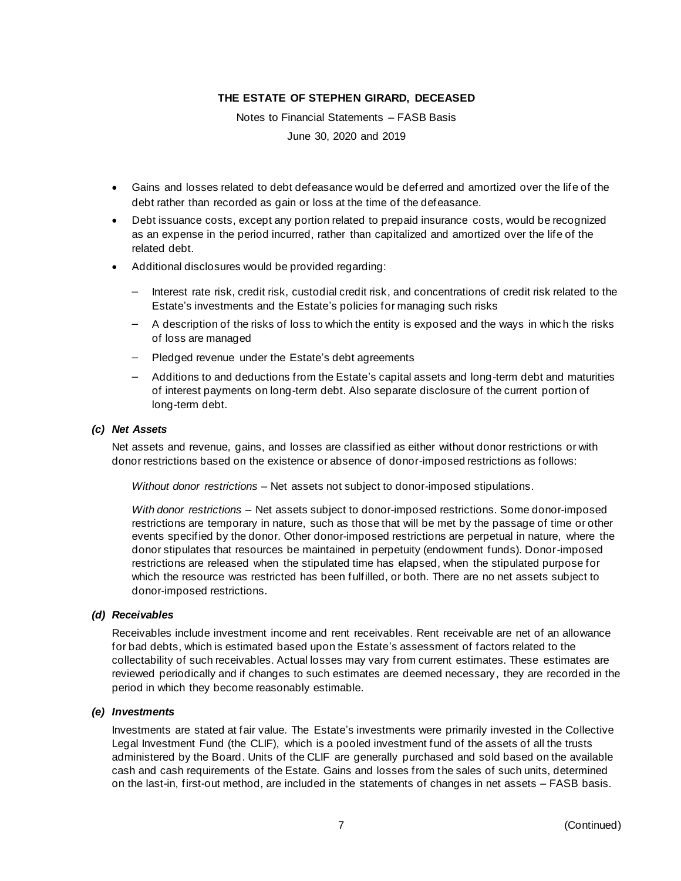- Gains and losses related to debt defeasance would be deferred and amortized over the life of the debt rather than recorded as gain or loss at the time of the defeasance.
- Debt issuance costs, except any portion related to prepaid insurance costs, would be recognized as an expense in the period incurred, rather than capitalized and amortized over the life of the related debt.
- Additional disclosures would be provided regarding:
  - Interest rate risk, credit risk, custodial credit risk, and concentrations of credit risk related to the Estate's investments and the Estate's policies for managing such risks
  - A description of the risks of loss to which the entity is exposed and the ways in which the risks of loss are managed
  - Pledged revenue under the Estate's debt agreements
  - Additions to and deductions from the Estate's capital assets and long-term debt and maturities of interest payments on long-term debt. Also separate disclosure of the current portion of long-term debt.

### *(c) Net Assets*

Net assets and revenue, gains, and losses are classified as either without donor restrictions or with donor restrictions based on the existence or absence of donor-imposed restrictions as follows:

*Without donor restrictions* – Net assets not subject to donor-imposed stipulations.

*With donor restrictions* – Net assets subject to donor-imposed restrictions. Some donor-imposed restrictions are temporary in nature, such as those that will be met by the passage of time or other events specified by the donor. Other donor-imposed restrictions are perpetual in nature, where the donor stipulates that resources be maintained in perpetuity (endowment funds). Donor-imposed restrictions are released when the stipulated time has elapsed, when the stipulated purpose for which the resource was restricted has been fulfilled, or both. There are no net assets subject to donor-imposed restrictions.

### *(d) Receivables*

Receivables include investment income and rent receivables. Rent receivable are net of an allowance for bad debts, which is estimated based upon the Estate's assessment of factors related to the collectability of such receivables. Actual losses may vary from current estimates. These estimates are reviewed periodically and if changes to such estimates are deemed necessary, they are recorded in the period in which they become reasonably estimable.

### *(e) Investments*

Investments are stated at fair value. The Estate's investments were primarily invested in the Collective Legal Investment Fund (the CLIF), which is a pooled investment fund of the assets of all the trusts administered by the Board. Units of the CLIF are generally purchased and sold based on the available cash and cash requirements of the Estate. Gains and losses from the sales of such units, determined on the last-in, first-out method, are included in the statements of changes in net assets – FASB basis.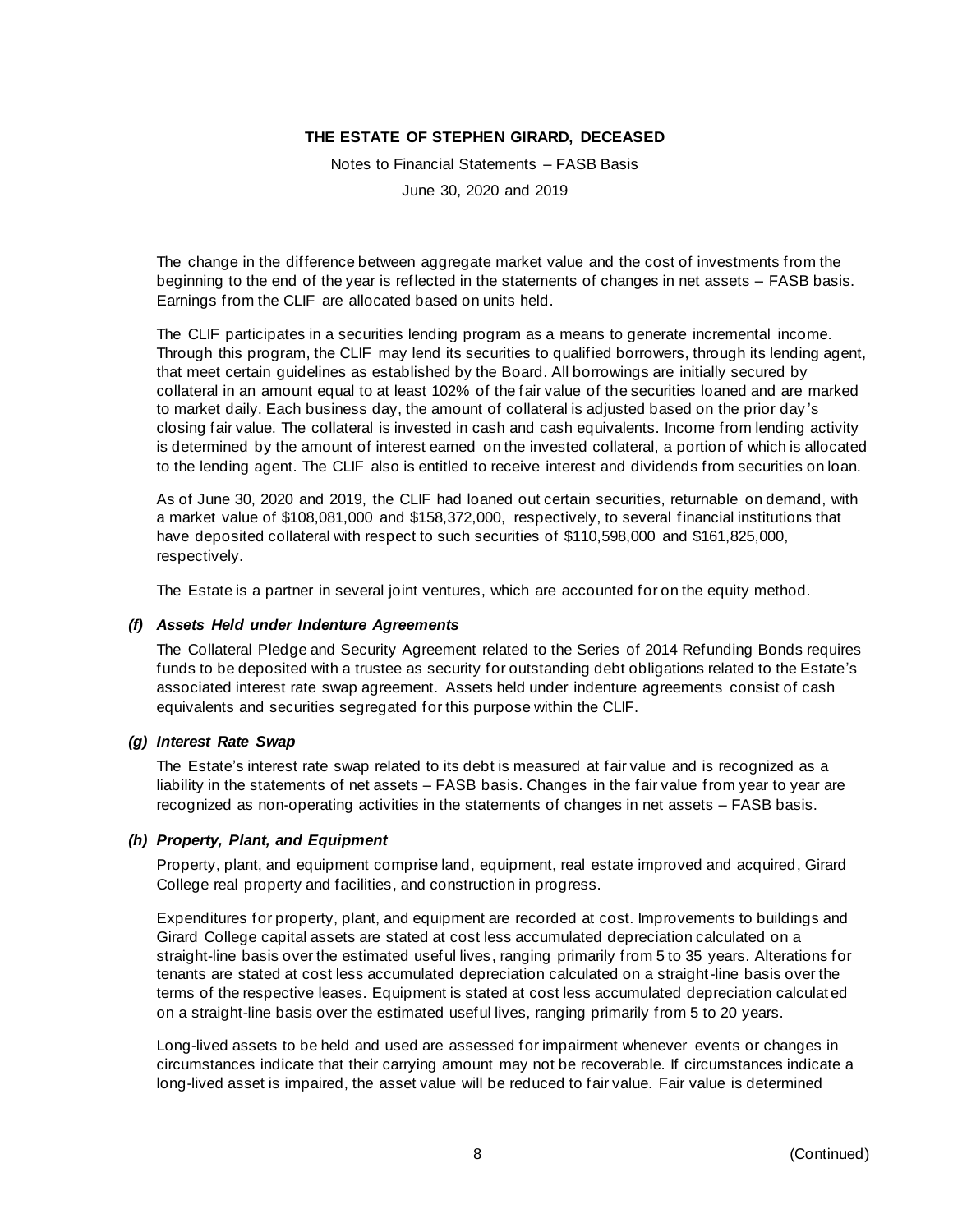The change in the difference between aggregate market value and the cost of investments from the beginning to the end of the year is reflected in the statements of changes in net assets – FASB basis. Earnings from the CLIF are allocated based on units held.

The CLIF participates in a securities lending program as a means to generate incremental income. Through this program, the CLIF may lend its securities to qualified borrowers, through its lending agent, that meet certain guidelines as established by the Board. All borrowings are initially secured by collateral in an amount equal to at least 102% of the fair value of the securities loaned and are marked to market daily. Each business day, the amount of collateral is adjusted based on the prior day's closing fair value. The collateral is invested in cash and cash equivalents. Income from lending activity is determined by the amount of interest earned on the invested collateral, a portion of which is allocated to the lending agent. The CLIF also is entitled to receive interest and dividends from securities on loan.

As of June 30, 2020 and 2019, the CLIF had loaned out certain securities, returnable on demand, with a market value of $108,081,000 and $158,372,000, respectively, to several financial institutions that have deposited collateral with respect to such securities of $110,598,000 and $161,825,000, respectively.

The Estate is a partner in several joint ventures, which are accounted for on the equity method.

### *(f) Assets Held under Indenture Agreements*

The Collateral Pledge and Security Agreement related to the Series of 2014 Refunding Bonds requires funds to be deposited with a trustee as security for outstanding debt obligations related to the Estate's associated interest rate swap agreement. Assets held under indenture agreements consist of cash equivalents and securities segregated for this purpose within the CLIF.

### *(g) Interest Rate Swap*

The Estate's interest rate swap related to its debt is measured at fair value and is recognized as a liability in the statements of net assets – FASB basis. Changes in the fair value from year to year are recognized as non-operating activities in the statements of changes in net assets – FASB basis.

### *(h) Property, Plant, and Equipment*

Property, plant, and equipment comprise land, equipment, real estate improved and acquired, Girard College real property and facilities, and construction in progress.

Expenditures for property, plant, and equipment are recorded at cost. Improvements to buildings and Girard College capital assets are stated at cost less accumulated depreciation calculated on a straight-line basis over the estimated useful lives, ranging primarily from 5 to 35 years. Alterations for tenants are stated at cost less accumulated depreciation calculated on a straight-line basis over the terms of the respective leases. Equipment is stated at cost less accumulated depreciation calculated on a straight-line basis over the estimated useful lives, ranging primarily from 5 to 20 years.

Long-lived assets to be held and used are assessed for impairment whenever events or changes in circumstances indicate that their carrying amount may not be recoverable. If circumstances indicate a long-lived asset is impaired, the asset value will be reduced to fair value. Fair value is determined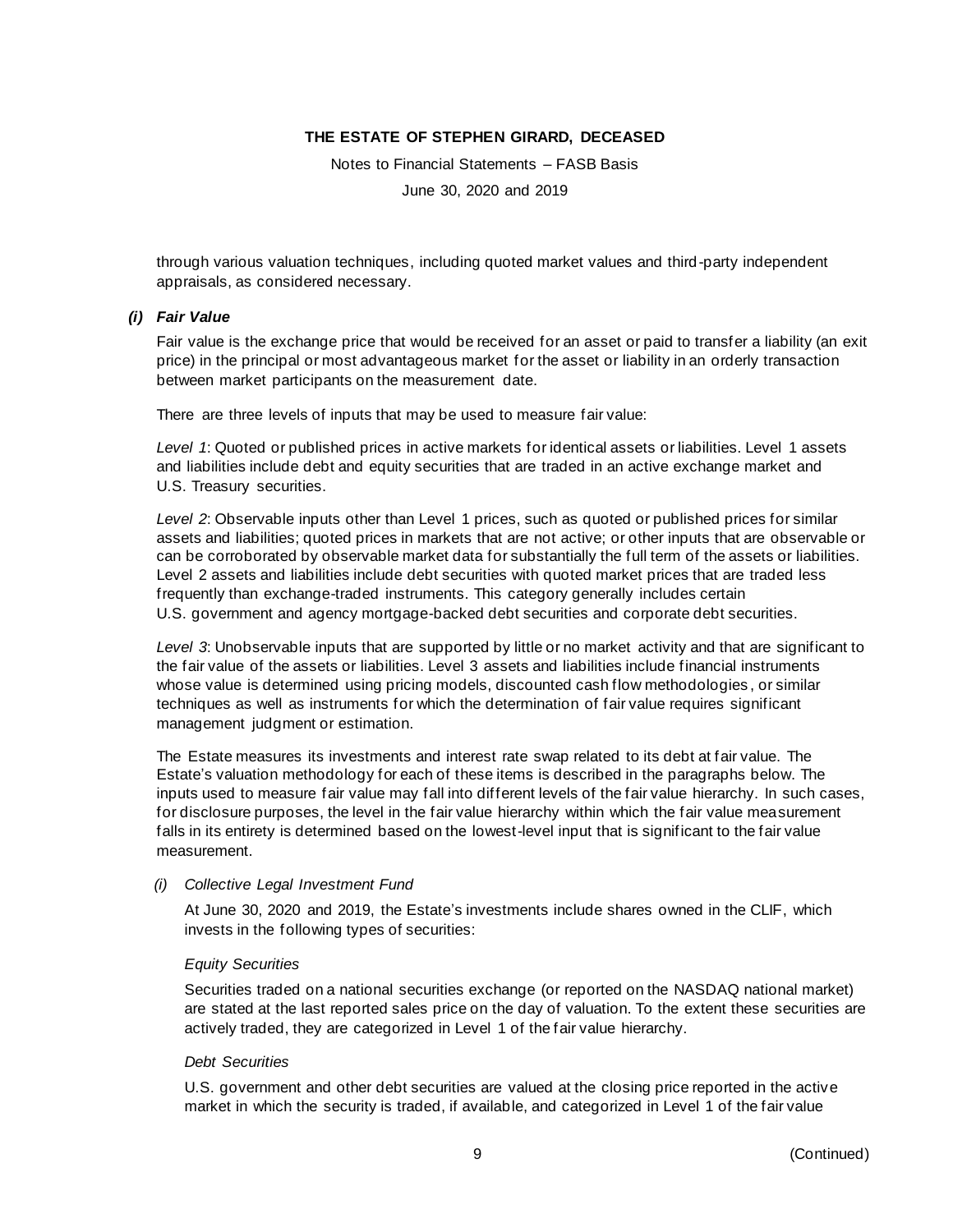through various valuation techniques, including quoted market values and third-party independent appraisals, as considered necessary.

### *(i) Fair Value*

Fair value is the exchange price that would be received for an asset or paid to transfer a liability (an exit price) in the principal or most advantageous market for the asset or liability in an orderly transaction between market participants on the measurement date.

There are three levels of inputs that may be used to measure fair value:

*Level 1*: Quoted or published prices in active markets for identical assets or liabilities. Level 1 assets and liabilities include debt and equity securities that are traded in an active exchange market and U.S. Treasury securities.

*Level 2*: Observable inputs other than Level 1 prices, such as quoted or published prices for similar assets and liabilities; quoted prices in markets that are not active; or other inputs that are observable or can be corroborated by observable market data for substantially the full term of the assets or liabilities. Level 2 assets and liabilities include debt securities with quoted market prices that are traded less frequently than exchange-traded instruments. This category generally includes certain U.S. government and agency mortgage-backed debt securities and corporate debt securities.

*Level 3*: Unobservable inputs that are supported by little or no market activity and that are significant to the fair value of the assets or liabilities. Level 3 assets and liabilities include financial instruments whose value is determined using pricing models, discounted cash flow methodologies, or similar techniques as well as instruments for which the determination of fair value requires significant management judgment or estimation.

The Estate measures its investments and interest rate swap related to its debt at fair value. The Estate's valuation methodology for each of these items is described in the paragraphs below. The inputs used to measure fair value may fall into different levels of the fair value hierarchy. In such cases, for disclosure purposes, the level in the fair value hierarchy within which the fair value measurement falls in its entirety is determined based on the lowest-level input that is significant to the fair value measurement.

*(i) Collective Legal Investment Fund*

At June 30, 2020 and 2019, the Estate's investments include shares owned in the CLIF, which invests in the following types of securities:

*Equity Securities*

Securities traded on a national securities exchange (or reported on the NASDAQ national market) are stated at the last reported sales price on the day of valuation. To the extent these securities are actively traded, they are categorized in Level 1 of the fair value hierarchy.

*Debt Securities*

U.S. government and other debt securities are valued at the closing price reported in the active market in which the security is traded, if available, and categorized in Level 1 of the fair value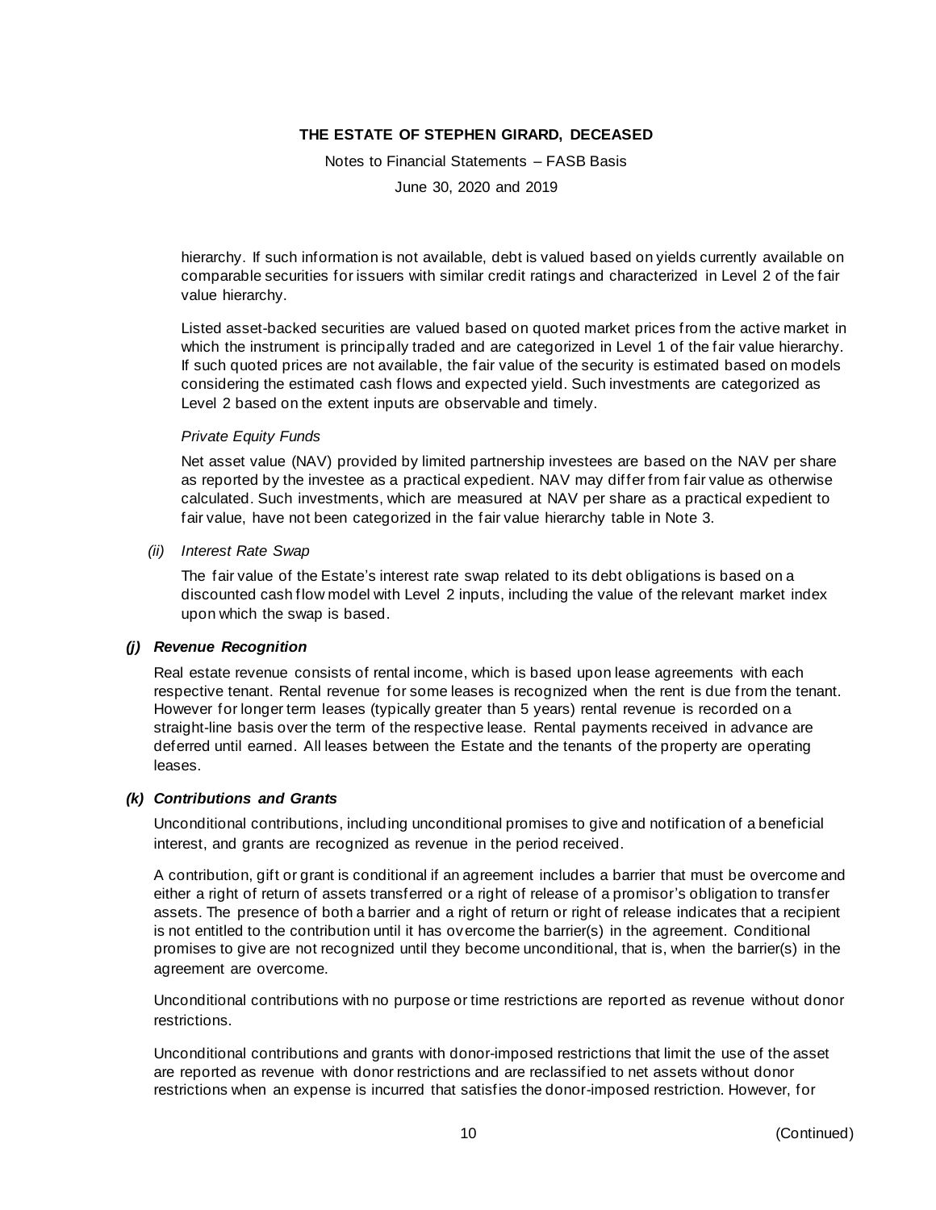hierarchy. If such information is not available, debt is valued based on yields currently available on comparable securities for issuers with similar credit ratings and characterized in Level 2 of the fair value hierarchy.

Listed asset-backed securities are valued based on quoted market prices from the active market in which the instrument is principally traded and are categorized in Level 1 of the fair value hierarchy. If such quoted prices are not available, the fair value of the security is estimated based on models considering the estimated cash flows and expected yield. Such investments are categorized as Level 2 based on the extent inputs are observable and timely.

*Private Equity Funds*

Net asset value (NAV) provided by limited partnership investees are based on the NAV per share as reported by the investee as a practical expedient. NAV may differ from fair value as otherwise calculated. Such investments, which are measured at NAV per share as a practical expedient to fair value, have not been categorized in the fair value hierarchy table in Note 3.

*(ii) Interest Rate Swap*

The fair value of the Estate's interest rate swap related to its debt obligations is based on a discounted cash flow model with Level 2 inputs, including the value of the relevant market index upon which the swap is based.

***(j) Revenue Recognition***

Real estate revenue consists of rental income, which is based upon lease agreements with each respective tenant. Rental revenue for some leases is recognized when the rent is due from the tenant. However for longer term leases (typically greater than 5 years) rental revenue is recorded on a straight-line basis over the term of the respective lease. Rental payments received in advance are deferred until earned. All leases between the Estate and the tenants of the property are operating leases.

***(k) Contributions and Grants***

Unconditional contributions, including unconditional promises to give and notification of a beneficial interest, and grants are recognized as revenue in the period received.

A contribution, gift or grant is conditional if an agreement includes a barrier that must be overcome and either a right of return of assets transferred or a right of release of a promisor's obligation to transfer assets. The presence of both a barrier and a right of return or right of release indicates that a recipient is not entitled to the contribution until it has overcome the barrier(s) in the agreement. Conditional promises to give are not recognized until they become unconditional, that is, when the barrier(s) in the agreement are overcome.

Unconditional contributions with no purpose or time restrictions are reported as revenue without donor restrictions.

Unconditional contributions and grants with donor-imposed restrictions that limit the use of the asset are reported as revenue with donor restrictions and are reclassified to net assets without donor restrictions when an expense is incurred that satisfies the donor-imposed restriction. However, for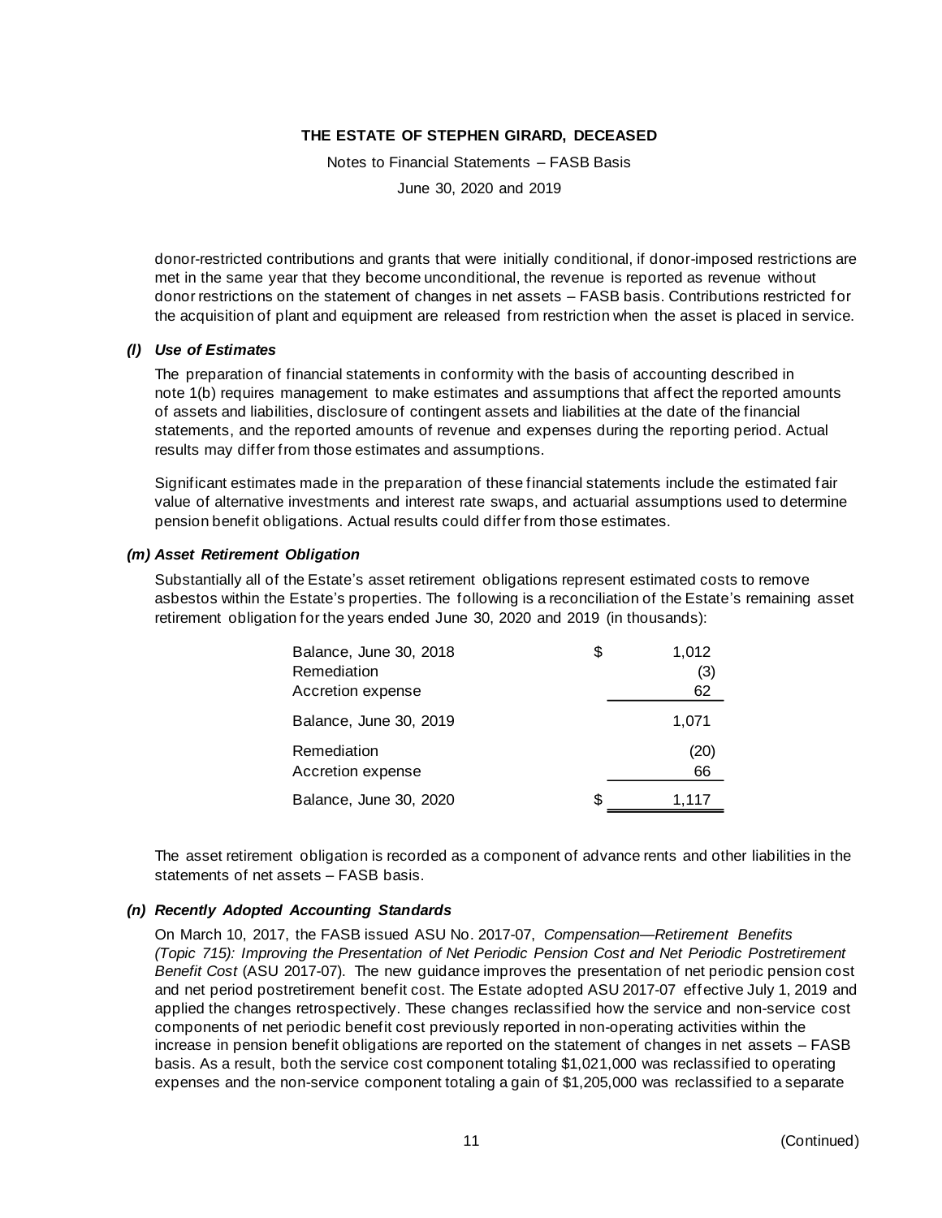donor-restricted contributions and grants that were initially conditional, if donor-imposed restrictions are met in the same year that they become unconditional, the revenue is reported as revenue without donor restrictions on the statement of changes in net assets – FASB basis. Contributions restricted for the acquisition of plant and equipment are released from restriction when the asset is placed in service.

### *(l) Use of Estimates*

The preparation of financial statements in conformity with the basis of accounting described in note 1(b) requires management to make estimates and assumptions that affect the reported amounts of assets and liabilities, disclosure of contingent assets and liabilities at the date of the financial statements, and the reported amounts of revenue and expenses during the reporting period. Actual results may differ from those estimates and assumptions.

Significant estimates made in the preparation of these financial statements include the estimated fair value of alternative investments and interest rate swaps, and actuarial assumptions used to determine pension benefit obligations. Actual results could differ from those estimates.

### *(m) Asset Retirement Obligation*

Substantially all of the Estate's asset retirement obligations represent estimated costs to remove asbestos within the Estate's properties. The following is a reconciliation of the Estate's remaining asset retirement obligation for the years ended June 30, 2020 and 2019 (in thousands):

| | | |
|---|---|---|
| Balance, June 30, 2018 | $ | 1,012 |
| Remediation | | (3) |
| Accretion expense | | 62 |
| Balance, June 30, 2019 | | 1,071 |
| Remediation | | (20) |
| Accretion expense | | 66 |
| Balance, June 30, 2020 | $ | 1,117 |

The asset retirement obligation is recorded as a component of advance rents and other liabilities in the statements of net assets – FASB basis.

### *(n) Recently Adopted Accounting Standards*

On March 10, 2017, the FASB issued ASU No. 2017-07, *Compensation—Retirement Benefits (Topic 715): Improving the Presentation of Net Periodic Pension Cost and Net Periodic Postretirement Benefit Cost* (ASU 2017-07). The new guidance improves the presentation of net periodic pension cost and net period postretirement benefit cost. The Estate adopted ASU 2017-07 effective July 1, 2019 and applied the changes retrospectively. These changes reclassified how the service and non-service cost components of net periodic benefit cost previously reported in non-operating activities within the increase in pension benefit obligations are reported on the statement of changes in net assets – FASB basis. As a result, both the service cost component totaling $1,021,000 was reclassified to operating expenses and the non-service component totaling a gain of $1,205,000 was reclassified to a separate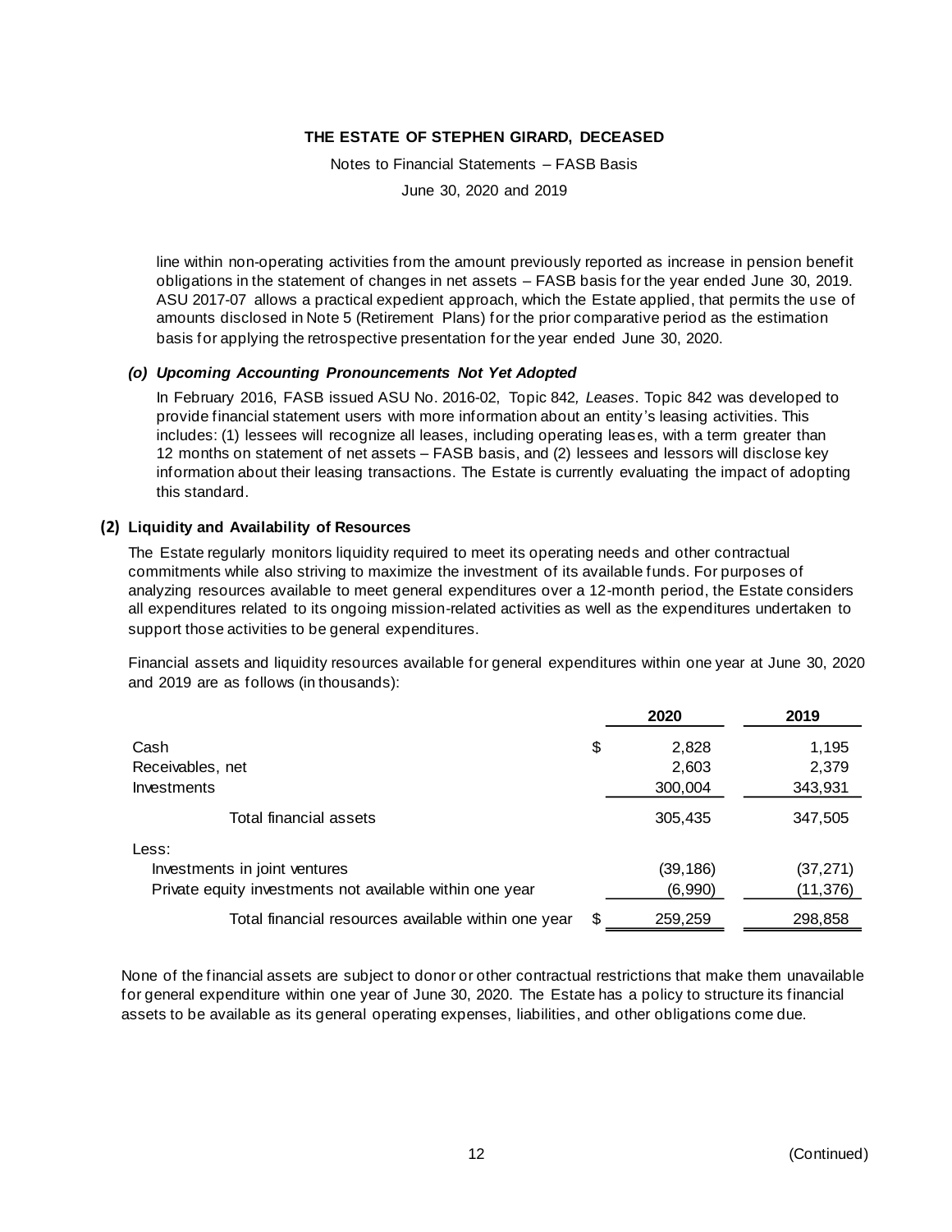line within non-operating activities from the amount previously reported as increase in pension benefit obligations in the statement of changes in net assets – FASB basis for the year ended June 30, 2019. ASU 2017-07 allows a practical expedient approach, which the Estate applied, that permits the use of amounts disclosed in Note 5 (Retirement Plans) for the prior comparative period as the estimation basis for applying the retrospective presentation for the year ended June 30, 2020.

***(o) Upcoming Accounting Pronouncements Not Yet Adopted***

In February 2016, FASB issued ASU No. 2016-02, Topic 842, *Leases*. Topic 842 was developed to provide financial statement users with more information about an entity's leasing activities. This includes: (1) lessees will recognize all leases, including operating leases, with a term greater than 12 months on statement of net assets – FASB basis, and (2) lessees and lessors will disclose key information about their leasing transactions. The Estate is currently evaluating the impact of adopting this standard.

## (2) Liquidity and Availability of Resources

The Estate regularly monitors liquidity required to meet its operating needs and other contractual commitments while also striving to maximize the investment of its available funds. For purposes of analyzing resources available to meet general expenditures over a 12-month period, the Estate considers all expenditures related to its ongoing mission-related activities as well as the expenditures undertaken to support those activities to be general expenditures.

Financial assets and liquidity resources available for general expenditures within one year at June 30, 2020 and 2019 are as follows (in thousands):

| | 2020 | 2019 |
|---|---|---|
| Cash | $ 2,828 | 1,195 |
| Receivables, net | 2,603 | 2,379 |
| Investments | 300,004 | 343,931 |
| Total financial assets | 305,435 | 347,505 |
| Less: | | |
| Investments in joint ventures | (39,186) | (37,271) |
| Private equity investments not available within one year | (6,990) | (11,376) |
| Total financial resources available within one year | $ 259,259 | 298,858 |

None of the financial assets are subject to donor or other contractual restrictions that make them unavailable for general expenditure within one year of June 30, 2020. The Estate has a policy to structure its financial assets to be available as its general operating expenses, liabilities, and other obligations come due.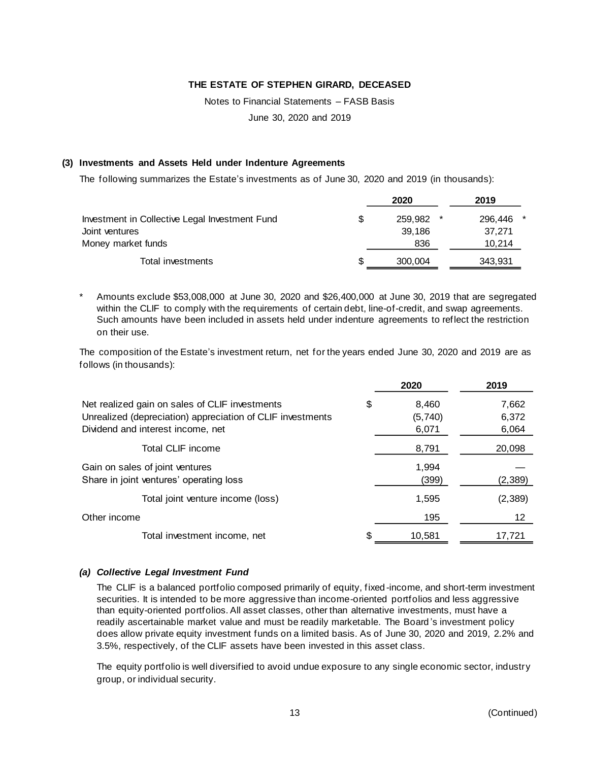**THE ESTATE OF STEPHEN GIRARD, DECEASED**

Notes to Financial Statements – FASB Basis

June 30, 2020 and 2019

## (3) Investments and Assets Held under Indenture Agreements

The following summarizes the Estate's investments as of June 30, 2020 and 2019 (in thousands):

| | 2020 | 2019 |
|---|---|---|
| Investment in Collective Legal Investment Fund | $ 259,982 * | 296,446 * |
| Joint ventures | 39,186 | 37,271 |
| Money market funds | 836 | 10,214 |
| Total investments | $ 300,004 | 343,931 |

\* Amounts exclude $53,008,000 at June 30, 2020 and $26,400,000 at June 30, 2019 that are segregated within the CLIF to comply with the requirements of certain debt, line-of-credit, and swap agreements. Such amounts have been included in assets held under indenture agreements to reflect the restriction on their use.

The composition of the Estate's investment return, net for the years ended June 30, 2020 and 2019 are as follows (in thousands):

| | 2020 | 2019 |
|---|---|---|
| Net realized gain on sales of CLIF investments | $ 8,460 | 7,662 |
| Unrealized (depreciation) appreciation of CLIF investments | (5,740) | 6,372 |
| Dividend and interest income, net | 6,071 | 6,064 |
| Total CLIF income | 8,791 | 20,098 |
| Gain on sales of joint ventures | 1,994 | — |
| Share in joint ventures' operating loss | (399) | (2,389) |
| Total joint venture income (loss) | 1,595 | (2,389) |
| Other income | 195 | 12 |
| Total investment income, net | $ 10,581 | 17,721 |

### *(a) Collective Legal Investment Fund*

The CLIF is a balanced portfolio composed primarily of equity, fixed-income, and short-term investment securities. It is intended to be more aggressive than income-oriented portfolios and less aggressive than equity-oriented portfolios. All asset classes, other than alternative investments, must have a readily ascertainable market value and must be readily marketable. The Board's investment policy does allow private equity investment funds on a limited basis. As of June 30, 2020 and 2019, 2.2% and 3.5%, respectively, of the CLIF assets have been invested in this asset class.

The equity portfolio is well diversified to avoid undue exposure to any single economic sector, industry group, or individual security.

(Continued)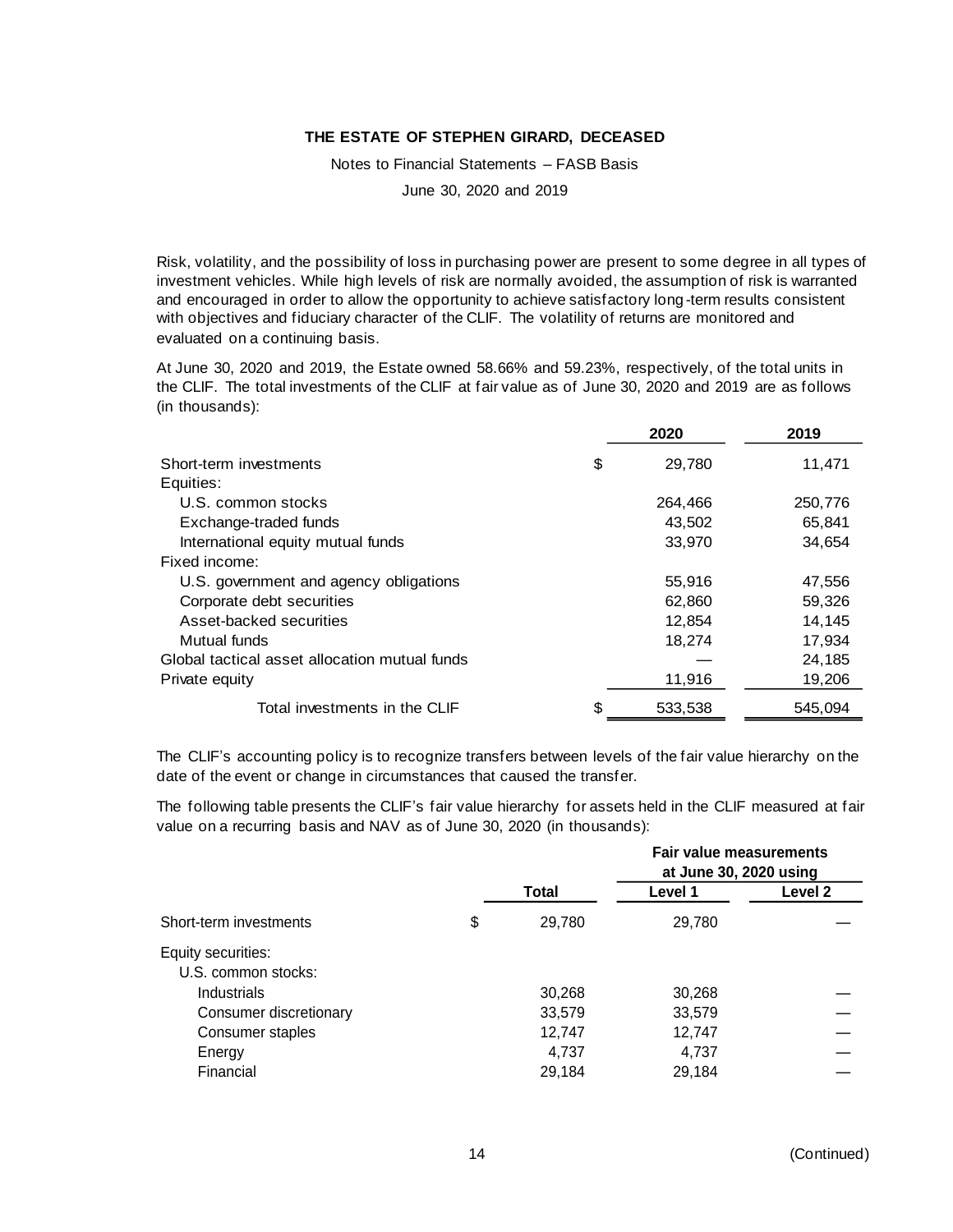Risk, volatility, and the possibility of loss in purchasing power are present to some degree in all types of investment vehicles. While high levels of risk are normally avoided, the assumption of risk is warranted and encouraged in order to allow the opportunity to achieve satisfactory long-term results consistent with objectives and fiduciary character of the CLIF. The volatility of returns are monitored and evaluated on a continuing basis.

At June 30, 2020 and 2019, the Estate owned 58.66% and 59.23%, respectively, of the total units in the CLIF. The total investments of the CLIF at fair value as of June 30, 2020 and 2019 are as follows (in thousands):

| | 2020 | 2019 |
|---|---|---|
| Short-term investments | $ 29,780 | 11,471 |
| Equities: | | |
| U.S. common stocks | 264,466 | 250,776 |
| Exchange-traded funds | 43,502 | 65,841 |
| International equity mutual funds | 33,970 | 34,654 |
| Fixed income: | | |
| U.S. government and agency obligations | 55,916 | 47,556 |
| Corporate debt securities | 62,860 | 59,326 |
| Asset-backed securities | 12,854 | 14,145 |
| Mutual funds | 18,274 | 17,934 |
| Global tactical asset allocation mutual funds | — | 24,185 |
| Private equity | 11,916 | 19,206 |
| Total investments in the CLIF | $ 533,538 | 545,094 |

The CLIF's accounting policy is to recognize transfers between levels of the fair value hierarchy on the date of the event or change in circumstances that caused the transfer.

The following table presents the CLIF's fair value hierarchy for assets held in the CLIF measured at fair value on a recurring basis and NAV as of June 30, 2020 (in thousands):

| | Total | Fair value measurements at June 30, 2020 using Level 1 | Level 2 |
|---|---|---|---|
| Short-term investments | $ 29,780 | 29,780 | — |
| Equity securities: | | | |
| U.S. common stocks: | | | |
| Industrials | 30,268 | 30,268 | — |
| Consumer discretionary | 33,579 | 33,579 | — |
| Consumer staples | 12,747 | 12,747 | — |
| Energy | 4,737 | 4,737 | — |
| Financial | 29,184 | 29,184 | — |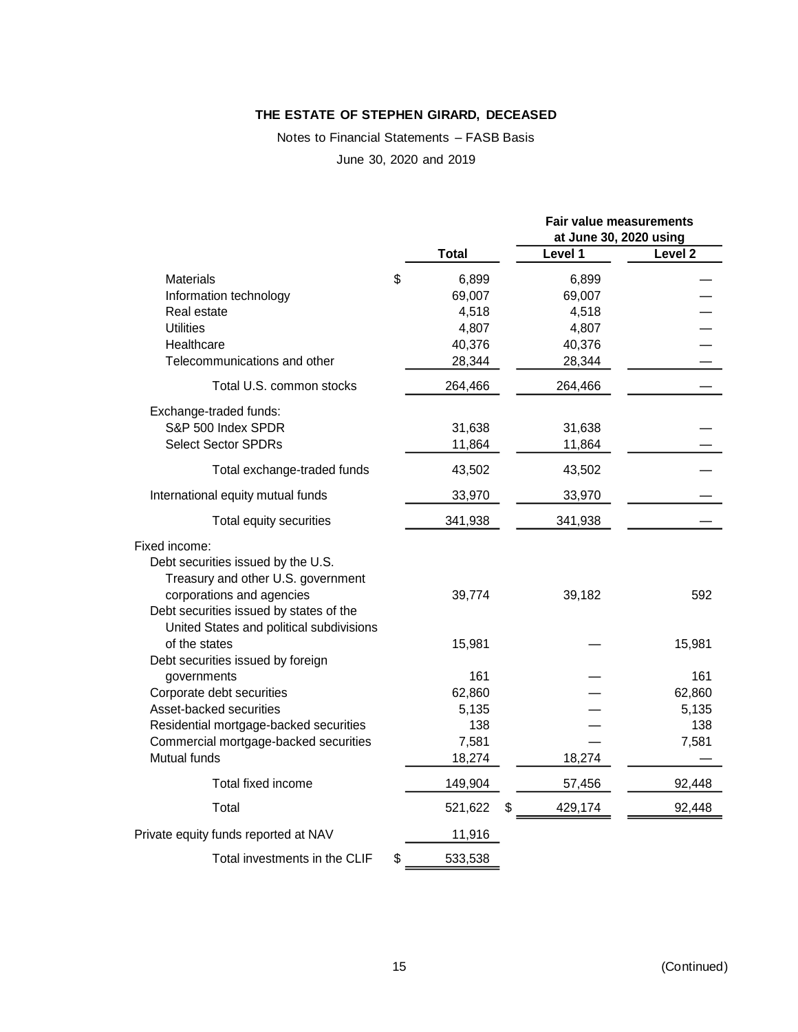**THE ESTATE OF STEPHEN GIRARD, DECEASED**

Notes to Financial Statements – FASB Basis

June 30, 2020 and 2019

| | Total | Fair value measurements at June 30, 2020 using | |
|---|---|---|---|
| | | Level 1 | Level 2 |
| Materials | $ 6,899 | 6,899 | — |
| Information technology | 69,007 | 69,007 | — |
| Real estate | 4,518 | 4,518 | — |
| Utilities | 4,807 | 4,807 | — |
| Healthcare | 40,376 | 40,376 | — |
| Telecommunications and other | 28,344 | 28,344 | — |
| Total U.S. common stocks | 264,466 | 264,466 | — |
| Exchange-traded funds: | | | |
| S&P 500 Index SPDR | 31,638 | 31,638 | — |
| Select Sector SPDRs | 11,864 | 11,864 | — |
| Total exchange-traded funds | 43,502 | 43,502 | — |
| International equity mutual funds | 33,970 | 33,970 | — |
| Total equity securities | 341,938 | 341,938 | — |
| Fixed income: | | | |
| Debt securities issued by the U.S. Treasury and other U.S. government corporations and agencies | 39,774 | 39,182 | 592 |
| Debt securities issued by states of the United States and political subdivisions of the states | 15,981 | — | 15,981 |
| Debt securities issued by foreign governments | 161 | — | 161 |
| Corporate debt securities | 62,860 | — | 62,860 |
| Asset-backed securities | 5,135 | — | 5,135 |
| Residential mortgage-backed securities | 138 | — | 138 |
| Commercial mortgage-backed securities | 7,581 | — | 7,581 |
| Mutual funds | 18,274 | 18,274 | — |
| Total fixed income | 149,904 | 57,456 | 92,448 |
| Total | 521,622 | $ 429,174 | 92,448 |
| Private equity funds reported at NAV | 11,916 | | |
| Total investments in the CLIF | $ 533,538 | | |

(Continued)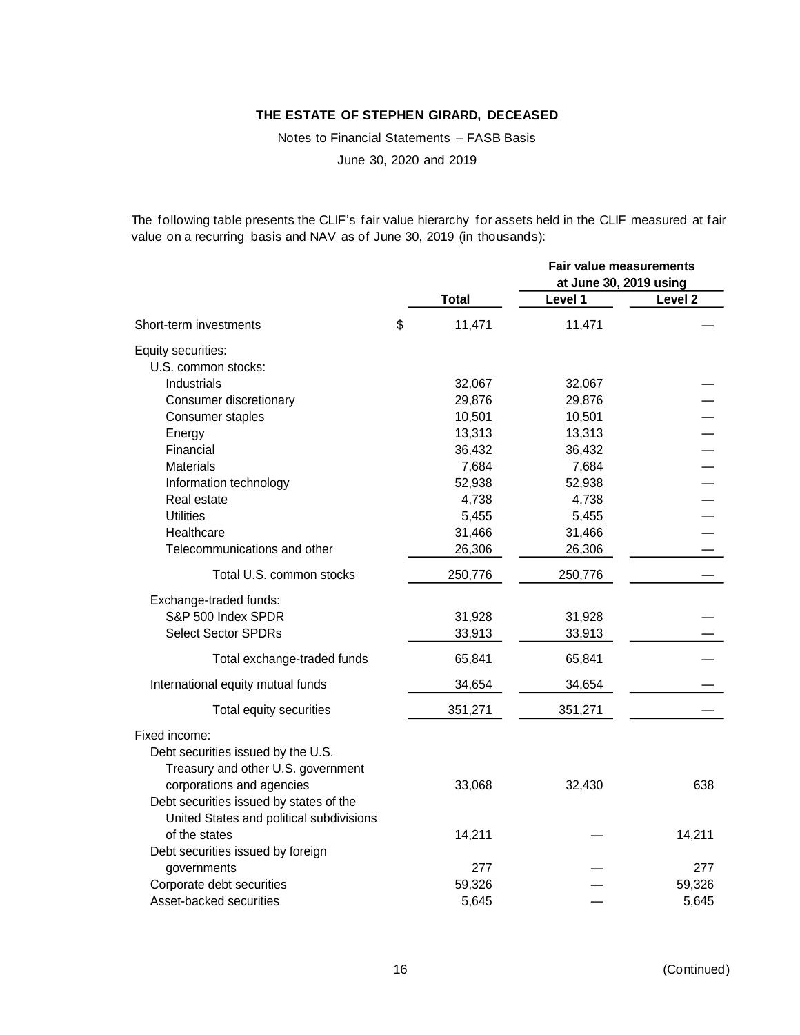**THE ESTATE OF STEPHEN GIRARD, DECEASED**

Notes to Financial Statements – FASB Basis

June 30, 2020 and 2019

The following table presents the CLIF's fair value hierarchy for assets held in the CLIF measured at fair value on a recurring basis and NAV as of June 30, 2019 (in thousands):

| | Total | Fair value measurements at June 30, 2019 using Level 1 | Level 2 |
|---|---|---|---|
| Short-term investments | $ 11,471 | 11,471 | — |
| Equity securities: | | | |
| U.S. common stocks: | | | |
| Industrials | 32,067 | 32,067 | — |
| Consumer discretionary | 29,876 | 29,876 | — |
| Consumer staples | 10,501 | 10,501 | — |
| Energy | 13,313 | 13,313 | — |
| Financial | 36,432 | 36,432 | — |
| Materials | 7,684 | 7,684 | — |
| Information technology | 52,938 | 52,938 | — |
| Real estate | 4,738 | 4,738 | — |
| Utilities | 5,455 | 5,455 | — |
| Healthcare | 31,466 | 31,466 | — |
| Telecommunications and other | 26,306 | 26,306 | — |
| Total U.S. common stocks | 250,776 | 250,776 | — |
| Exchange-traded funds: | | | |
| S&P 500 Index SPDR | 31,928 | 31,928 | — |
| Select Sector SPDRs | 33,913 | 33,913 | — |
| Total exchange-traded funds | 65,841 | 65,841 | — |
| International equity mutual funds | 34,654 | 34,654 | — |
| Total equity securities | 351,271 | 351,271 | — |
| Fixed income: | | | |
| Debt securities issued by the U.S. Treasury and other U.S. government corporations and agencies | 33,068 | 32,430 | 638 |
| Debt securities issued by states of the United States and political subdivisions of the states | 14,211 | — | 14,211 |
| Debt securities issued by foreign governments | 277 | — | 277 |
| Corporate debt securities | 59,326 | — | 59,326 |
| Asset-backed securities | 5,645 | — | 5,645 |

(Continued)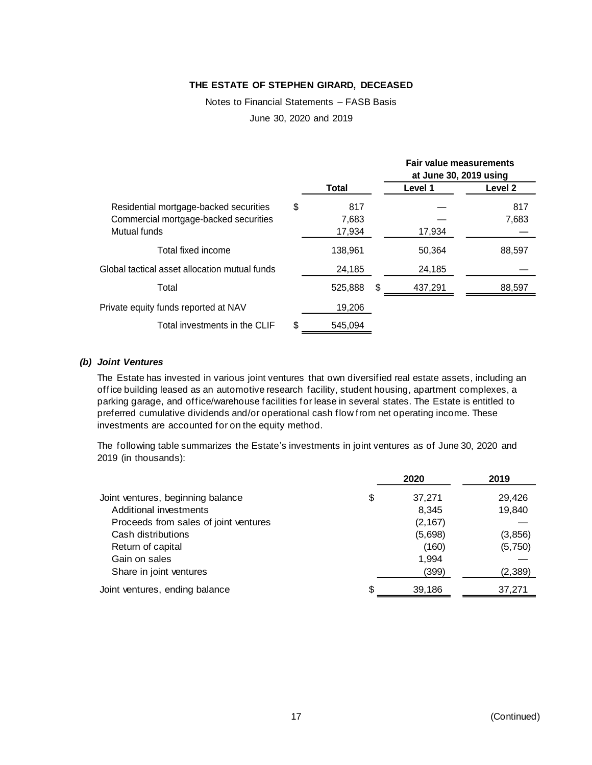**THE ESTATE OF STEPHEN GIRARD, DECEASED**

Notes to Financial Statements – FASB Basis

June 30, 2020 and 2019

| | Total | Fair value measurements at June 30, 2019 using | |
|---|---|---|---|
| | | Level 1 | Level 2 |
| Residential mortgage-backed securities | $ 817 | — | 817 |
| Commercial mortgage-backed securities | 7,683 | — | 7,683 |
| Mutual funds | 17,934 | 17,934 | — |
| Total fixed income | 138,961 | 50,364 | 88,597 |
| Global tactical asset allocation mutual funds | 24,185 | 24,185 | — |
| Total | 525,888 | $ 437,291 | 88,597 |
| Private equity funds reported at NAV | 19,206 | | |
| Total investments in the CLIF | $ 545,094 | | |

***(b) Joint Ventures***

The Estate has invested in various joint ventures that own diversified real estate assets, including an office building leased as an automotive research facility, student housing, apartment complexes, a parking garage, and office/warehouse facilities for lease in several states. The Estate is entitled to preferred cumulative dividends and/or operational cash flow from net operating income. These investments are accounted for on the equity method.

The following table summarizes the Estate's investments in joint ventures as of June 30, 2020 and 2019 (in thousands):

| | 2020 | 2019 |
|---|---|---|
| Joint ventures, beginning balance | $ 37,271 | 29,426 |
| Additional investments | 8,345 | 19,840 |
| Proceeds from sales of joint ventures | (2,167) | — |
| Cash distributions | (5,698) | (3,856) |
| Return of capital | (160) | (5,750) |
| Gain on sales | 1,994 | — |
| Share in joint ventures | (399) | (2,389) |
| Joint ventures, ending balance | $ 39,186 | 37,271 |

(Continued)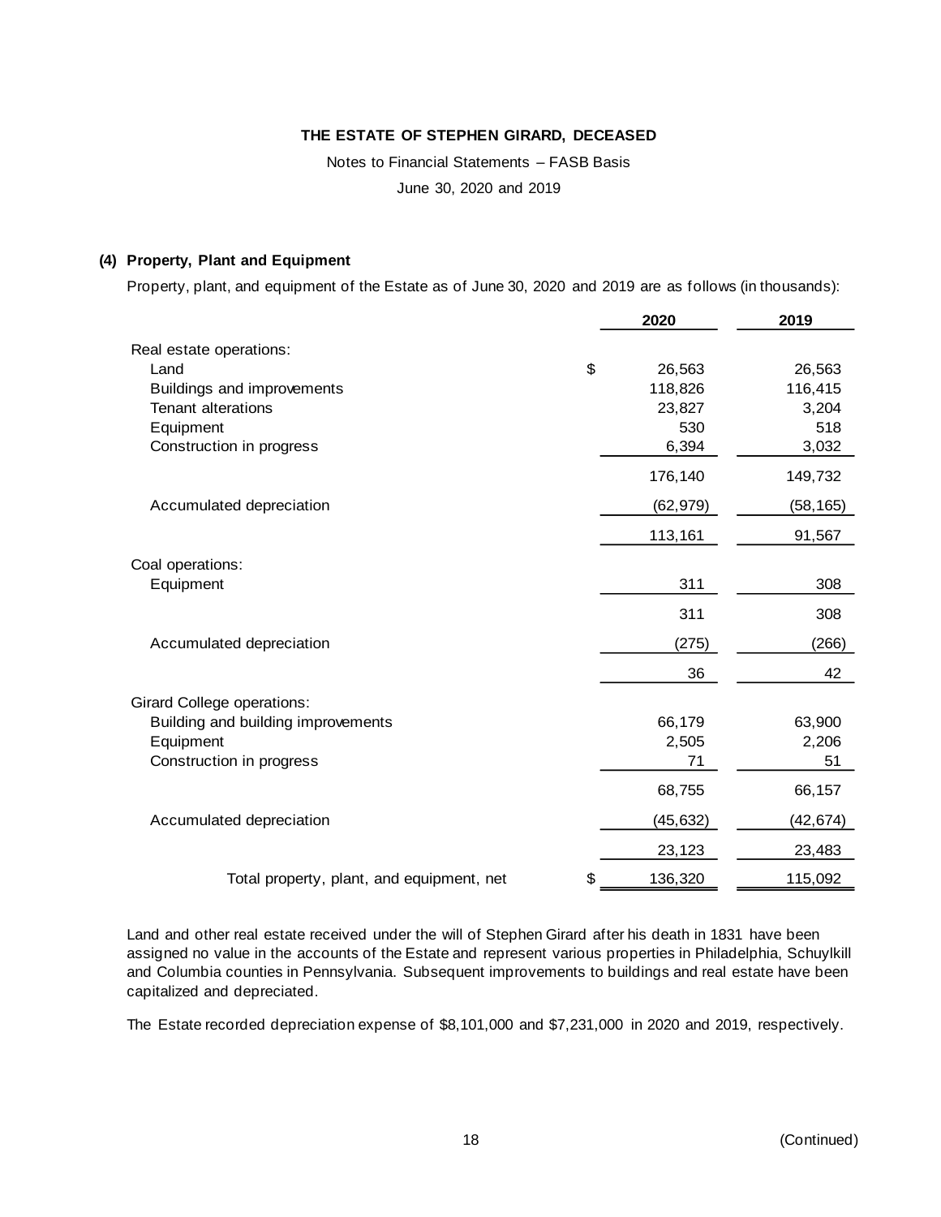**THE ESTATE OF STEPHEN GIRARD, DECEASED**

Notes to Financial Statements – FASB Basis

June 30, 2020 and 2019

**(4) Property, Plant and Equipment**

Property, plant, and equipment of the Estate as of June 30, 2020 and 2019 are as follows (in thousands):

| | 2020 | 2019 |
|---|---|---|
| Real estate operations: | | |
| Land | $ 26,563 | 26,563 |
| Buildings and improvements | 118,826 | 116,415 |
| Tenant alterations | 23,827 | 3,204 |
| Equipment | 530 | 518 |
| Construction in progress | 6,394 | 3,032 |
| | 176,140 | 149,732 |
| Accumulated depreciation | (62,979) | (58,165) |
| | 113,161 | 91,567 |
| Coal operations: | | |
| Equipment | 311 | 308 |
| | 311 | 308 |
| Accumulated depreciation | (275) | (266) |
| | 36 | 42 |
| Girard College operations: | | |
| Building and building improvements | 66,179 | 63,900 |
| Equipment | 2,505 | 2,206 |
| Construction in progress | 71 | 51 |
| | 68,755 | 66,157 |
| Accumulated depreciation | (45,632) | (42,674) |
| | 23,123 | 23,483 |
| Total property, plant, and equipment, net | $ 136,320 | 115,092 |

Land and other real estate received under the will of Stephen Girard after his death in 1831 have been assigned no value in the accounts of the Estate and represent various properties in Philadelphia, Schuylkill and Columbia counties in Pennsylvania. Subsequent improvements to buildings and real estate have been capitalized and depreciated.

The Estate recorded depreciation expense of $8,101,000 and $7,231,000 in 2020 and 2019, respectively.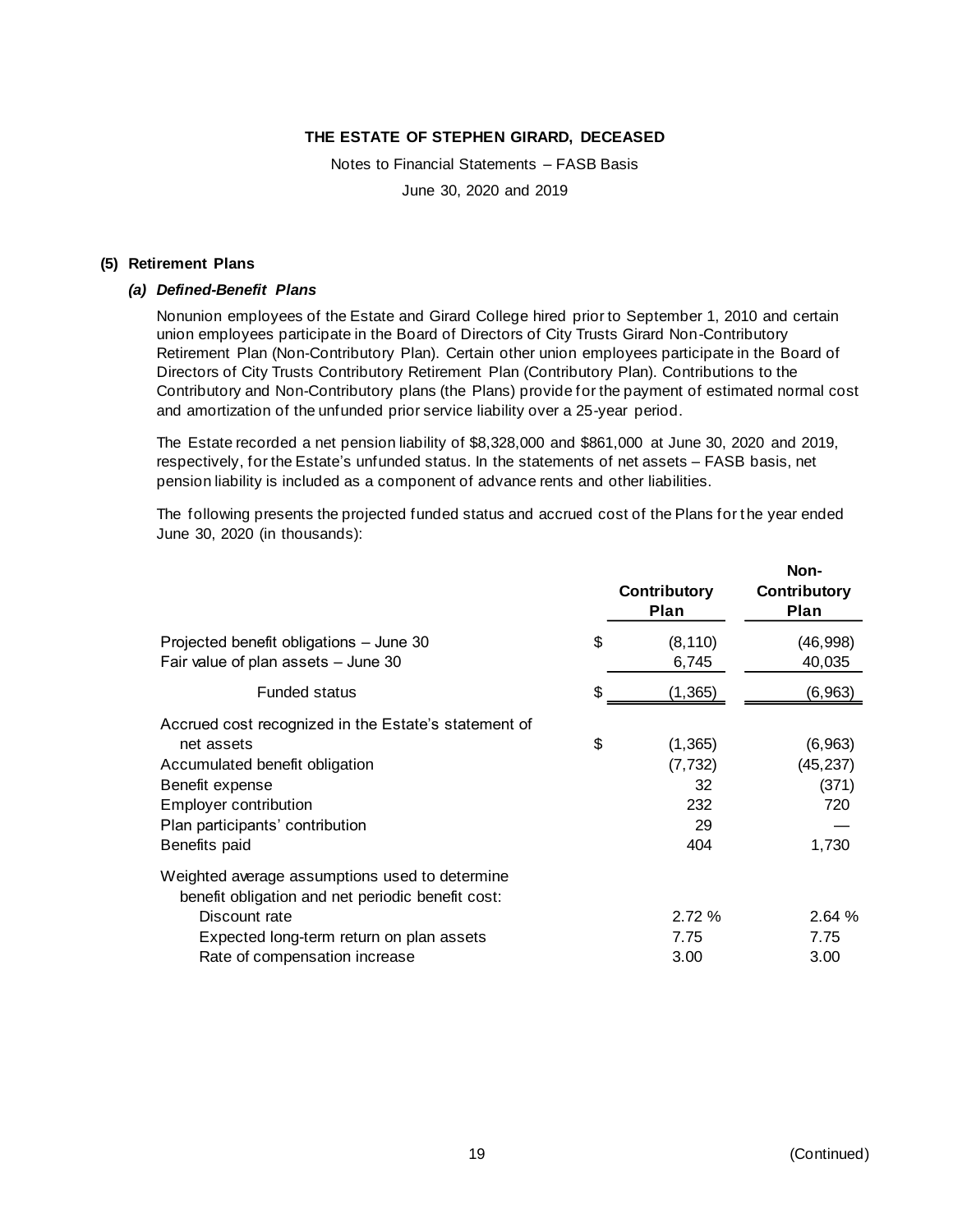# THE ESTATE OF STEPHEN GIRARD, DECEASED

Notes to Financial Statements – FASB Basis

June 30, 2020 and 2019

## (5) Retirement Plans

### *(a) Defined-Benefit Plans*

Nonunion employees of the Estate and Girard College hired prior to September 1, 2010 and certain union employees participate in the Board of Directors of City Trusts Girard Non-Contributory Retirement Plan (Non-Contributory Plan). Certain other union employees participate in the Board of Directors of City Trusts Contributory Retirement Plan (Contributory Plan). Contributions to the Contributory and Non-Contributory plans (the Plans) provide for the payment of estimated normal cost and amortization of the unfunded prior service liability over a 25-year period.

The Estate recorded a net pension liability of $8,328,000 and $861,000 at June 30, 2020 and 2019, respectively, for the Estate's unfunded status. In the statements of net assets – FASB basis, net pension liability is included as a component of advance rents and other liabilities.

The following presents the projected funded status and accrued cost of the Plans for the year ended June 30, 2020 (in thousands):

| | | Contributory Plan | Non-Contributory Plan |
|---|---|---|---|
| Projected benefit obligations – June 30 | $ | (8,110) | (46,998) |
| Fair value of plan assets – June 30 | | 6,745 | 40,035 |
| Funded status | $ | (1,365) | (6,963) |
| Accrued cost recognized in the Estate's statement of net assets | $ | (1,365) | (6,963) |
| Accumulated benefit obligation | | (7,732) | (45,237) |
| Benefit expense | | 32 | (371) |
| Employer contribution | | 232 | 720 |
| Plan participants' contribution | | 29 | — |
| Benefits paid | | 404 | 1,730 |
| Weighted average assumptions used to determine benefit obligation and net periodic benefit cost: | | | |
| Discount rate | | 2.72 % | 2.64 % |
| Expected long-term return on plan assets | | 7.75 | 7.75 |
| Rate of compensation increase | | 3.00 | 3.00 |

(Continued)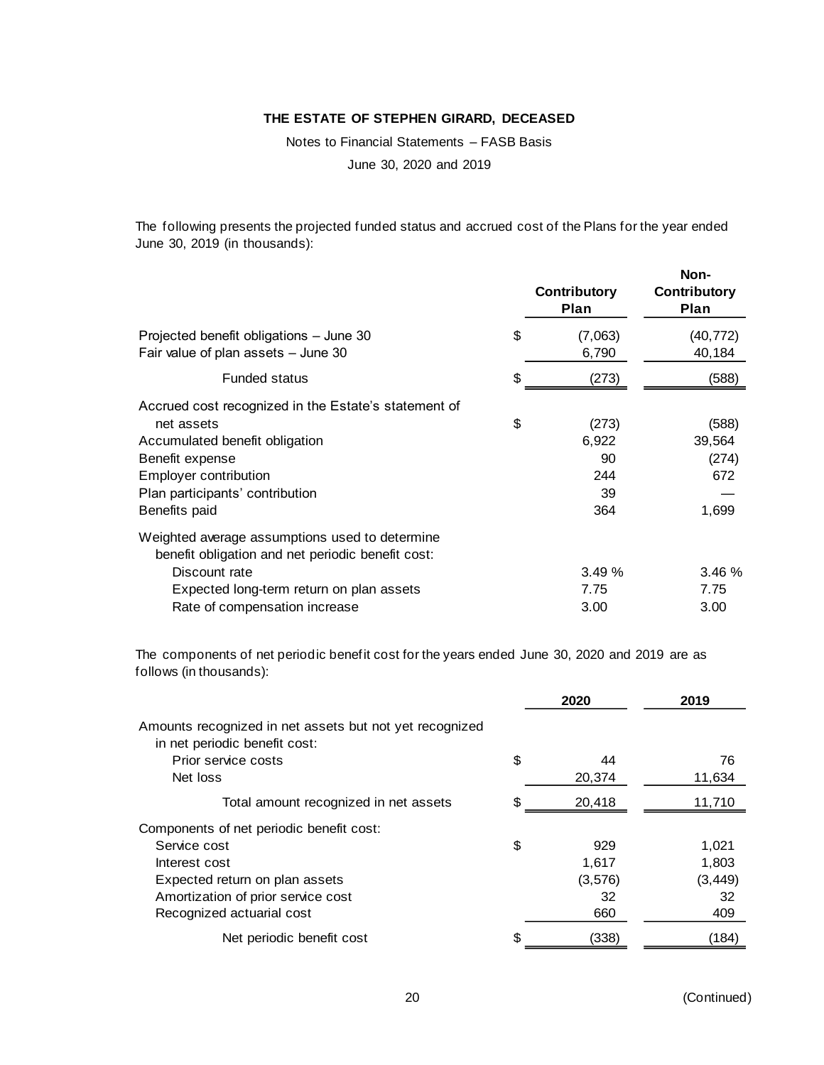**THE ESTATE OF STEPHEN GIRARD, DECEASED**

Notes to Financial Statements – FASB Basis

June 30, 2020 and 2019

The following presents the projected funded status and accrued cost of the Plans for the year ended June 30, 2019 (in thousands):

| | | Contributory Plan | Non-Contributory Plan |
|---|---|---|---|
| Projected benefit obligations – June 30 | $ | (7,063) | (40,772) |
| Fair value of plan assets – June 30 | | 6,790 | 40,184 |
| Funded status | $ | (273) | (588) |
| Accrued cost recognized in the Estate's statement of net assets | $ | (273) | (588) |
| Accumulated benefit obligation | | 6,922 | 39,564 |
| Benefit expense | | 90 | (274) |
| Employer contribution | | 244 | 672 |
| Plan participants' contribution | | 39 | — |
| Benefits paid | | 364 | 1,699 |
| Weighted average assumptions used to determine benefit obligation and net periodic benefit cost: | | | |
| Discount rate | | 3.49 % | 3.46 % |
| Expected long-term return on plan assets | | 7.75 | 7.75 |
| Rate of compensation increase | | 3.00 | 3.00 |

The components of net periodic benefit cost for the years ended June 30, 2020 and 2019 are as follows (in thousands):

| | | 2020 | 2019 |
|---|---|---|---|
| Amounts recognized in net assets but not yet recognized in net periodic benefit cost: | | | |
| Prior service costs | $ | 44 | 76 |
| Net loss | | 20,374 | 11,634 |
| Total amount recognized in net assets | $ | 20,418 | 11,710 |
| Components of net periodic benefit cost: | | | |
| Service cost | $ | 929 | 1,021 |
| Interest cost | | 1,617 | 1,803 |
| Expected return on plan assets | | (3,576) | (3,449) |
| Amortization of prior service cost | | 32 | 32 |
| Recognized actuarial cost | | 660 | 409 |
| Net periodic benefit cost | $ | (338) | (184) |

(Continued)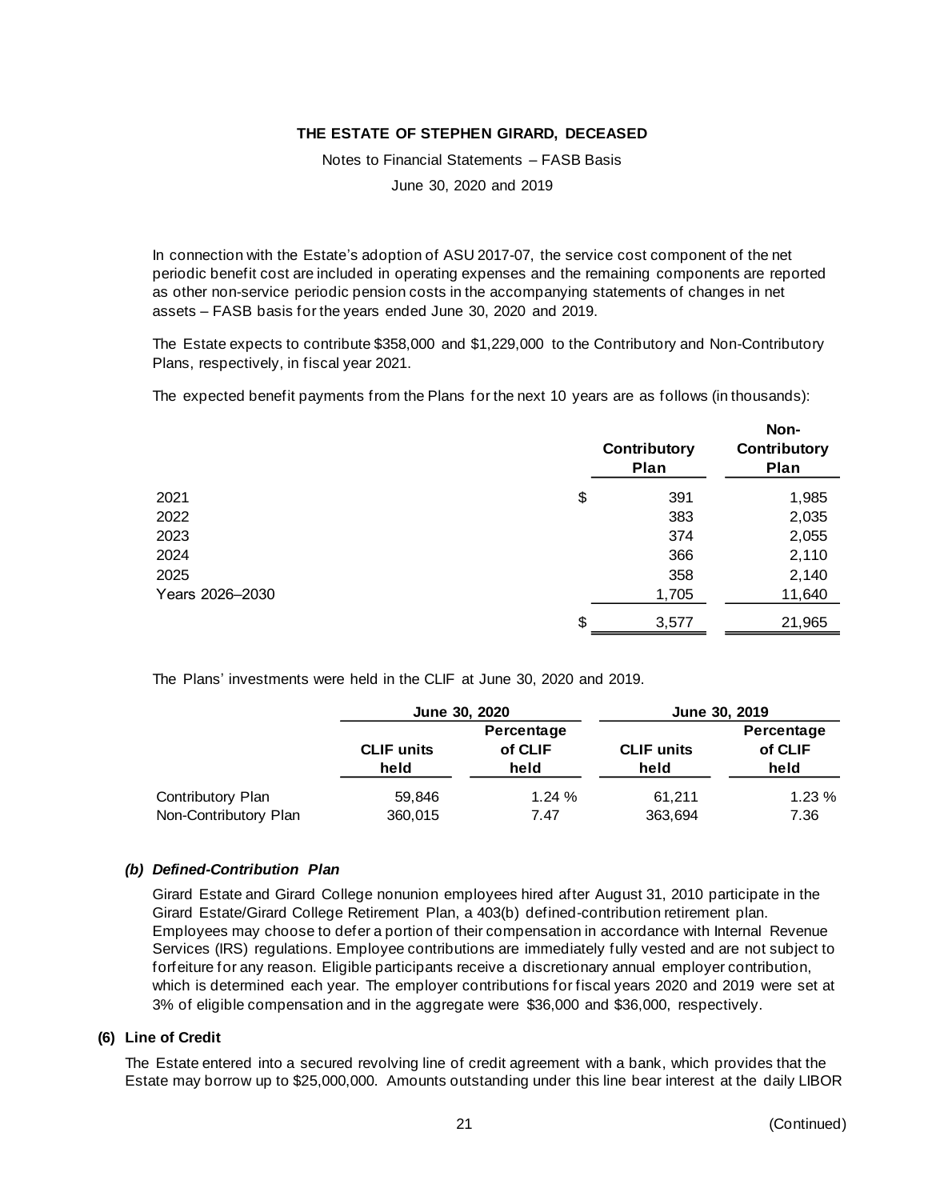In connection with the Estate's adoption of ASU 2017-07, the service cost component of the net periodic benefit cost are included in operating expenses and the remaining components are reported as other non-service periodic pension costs in the accompanying statements of changes in net assets – FASB basis for the years ended June 30, 2020 and 2019.

The Estate expects to contribute $358,000 and $1,229,000 to the Contributory and Non-Contributory Plans, respectively, in fiscal year 2021.

The expected benefit payments from the Plans for the next 10 years are as follows (in thousands):

| | Contributory Plan | Non-Contributory Plan |
|---|---|---|
| 2021 | $ 391 | 1,985 |
| 2022 | 383 | 2,035 |
| 2023 | 374 | 2,055 |
| 2024 | 366 | 2,110 |
| 2025 | 358 | 2,140 |
| Years 2026–2030 | 1,705 | 11,640 |
| | $ 3,577 | 21,965 |

The Plans' investments were held in the CLIF at June 30, 2020 and 2019.

| | June 30, 2020 | | June 30, 2019 | |
|---|---|---|---|---|
| | CLIF units held | Percentage of CLIF held | CLIF units held | Percentage of CLIF held |
| Contributory Plan | 59,846 | 1.24 % | 61,211 | 1.23 % |
| Non-Contributory Plan | 360,015 | 7.47 | 363,694 | 7.36 |

### *(b) Defined-Contribution Plan*

Girard Estate and Girard College nonunion employees hired after August 31, 2010 participate in the Girard Estate/Girard College Retirement Plan, a 403(b) defined-contribution retirement plan. Employees may choose to defer a portion of their compensation in accordance with Internal Revenue Services (IRS) regulations. Employee contributions are immediately fully vested and are not subject to forfeiture for any reason. Eligible participants receive a discretionary annual employer contribution, which is determined each year. The employer contributions for fiscal years 2020 and 2019 were set at 3% of eligible compensation and in the aggregate were $36,000 and $36,000, respectively.

## (6) Line of Credit

The Estate entered into a secured revolving line of credit agreement with a bank, which provides that the Estate may borrow up to $25,000,000. Amounts outstanding under this line bear interest at the daily LIBOR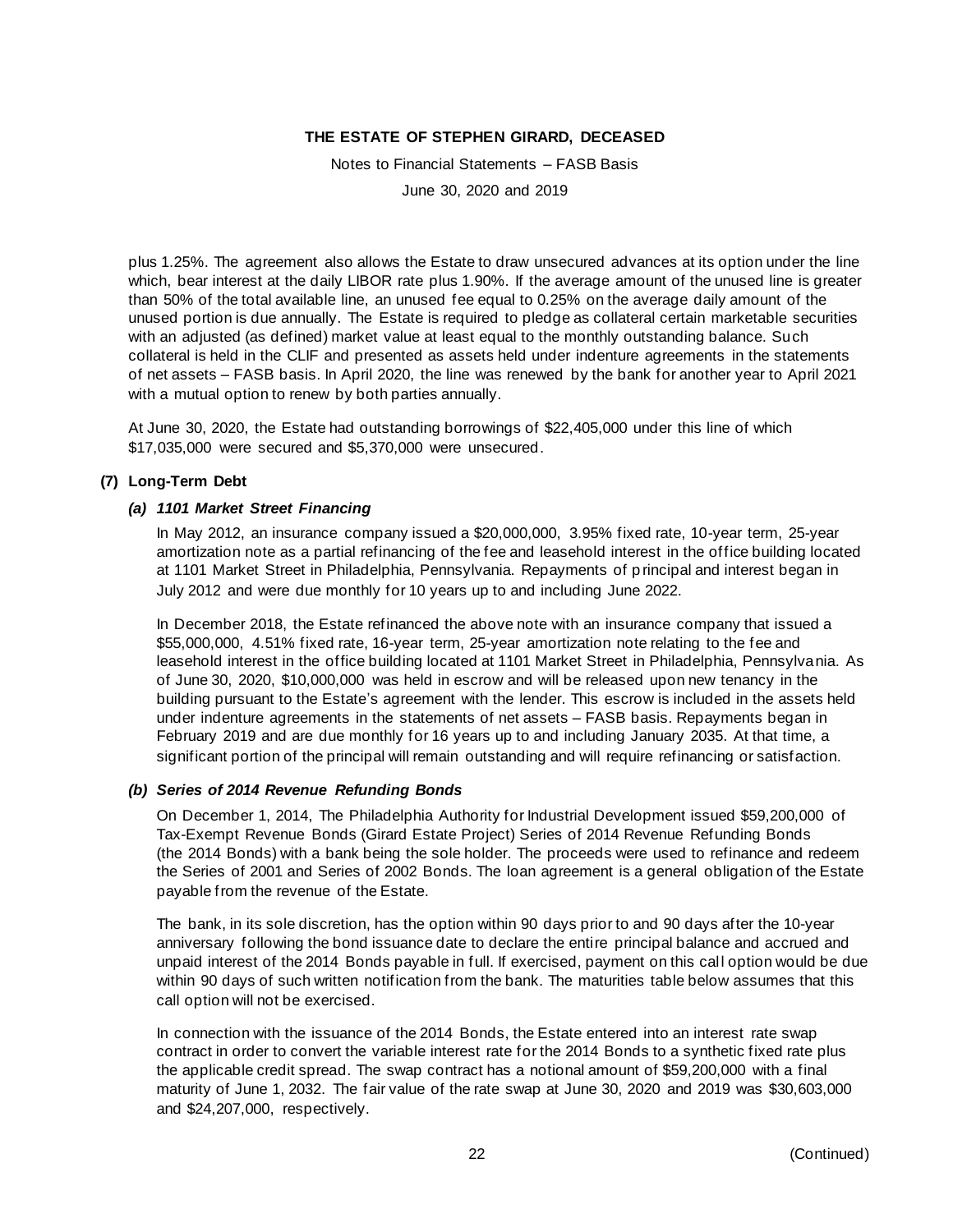plus 1.25%. The agreement also allows the Estate to draw unsecured advances at its option under the line which, bear interest at the daily LIBOR rate plus 1.90%. If the average amount of the unused line is greater than 50% of the total available line, an unused fee equal to 0.25% on the average daily amount of the unused portion is due annually. The Estate is required to pledge as collateral certain marketable securities with an adjusted (as defined) market value at least equal to the monthly outstanding balance. Such collateral is held in the CLIF and presented as assets held under indenture agreements in the statements of net assets – FASB basis. In April 2020, the line was renewed by the bank for another year to April 2021 with a mutual option to renew by both parties annually.

At June 30, 2020, the Estate had outstanding borrowings of $22,405,000 under this line of which $17,035,000 were secured and $5,370,000 were unsecured.

## (7) Long-Term Debt

### *(a) 1101 Market Street Financing*

In May 2012, an insurance company issued a $20,000,000, 3.95% fixed rate, 10-year term, 25-year amortization note as a partial refinancing of the fee and leasehold interest in the office building located at 1101 Market Street in Philadelphia, Pennsylvania. Repayments of principal and interest began in July 2012 and were due monthly for 10 years up to and including June 2022.

In December 2018, the Estate refinanced the above note with an insurance company that issued a $55,000,000, 4.51% fixed rate, 16-year term, 25-year amortization note relating to the fee and leasehold interest in the office building located at 1101 Market Street in Philadelphia, Pennsylvania. As of June 30, 2020, $10,000,000 was held in escrow and will be released upon new tenancy in the building pursuant to the Estate's agreement with the lender. This escrow is included in the assets held under indenture agreements in the statements of net assets – FASB basis. Repayments began in February 2019 and are due monthly for 16 years up to and including January 2035. At that time, a significant portion of the principal will remain outstanding and will require refinancing or satisfaction.

### *(b) Series of 2014 Revenue Refunding Bonds*

On December 1, 2014, The Philadelphia Authority for Industrial Development issued $59,200,000 of Tax-Exempt Revenue Bonds (Girard Estate Project) Series of 2014 Revenue Refunding Bonds (the 2014 Bonds) with a bank being the sole holder. The proceeds were used to refinance and redeem the Series of 2001 and Series of 2002 Bonds. The loan agreement is a general obligation of the Estate payable from the revenue of the Estate.

The bank, in its sole discretion, has the option within 90 days prior to and 90 days after the 10-year anniversary following the bond issuance date to declare the entire principal balance and accrued and unpaid interest of the 2014 Bonds payable in full. If exercised, payment on this call option would be due within 90 days of such written notification from the bank. The maturities table below assumes that this call option will not be exercised.

In connection with the issuance of the 2014 Bonds, the Estate entered into an interest rate swap contract in order to convert the variable interest rate for the 2014 Bonds to a synthetic fixed rate plus the applicable credit spread. The swap contract has a notional amount of $59,200,000 with a final maturity of June 1, 2032. The fair value of the rate swap at June 30, 2020 and 2019 was $30,603,000 and $24,207,000, respectively.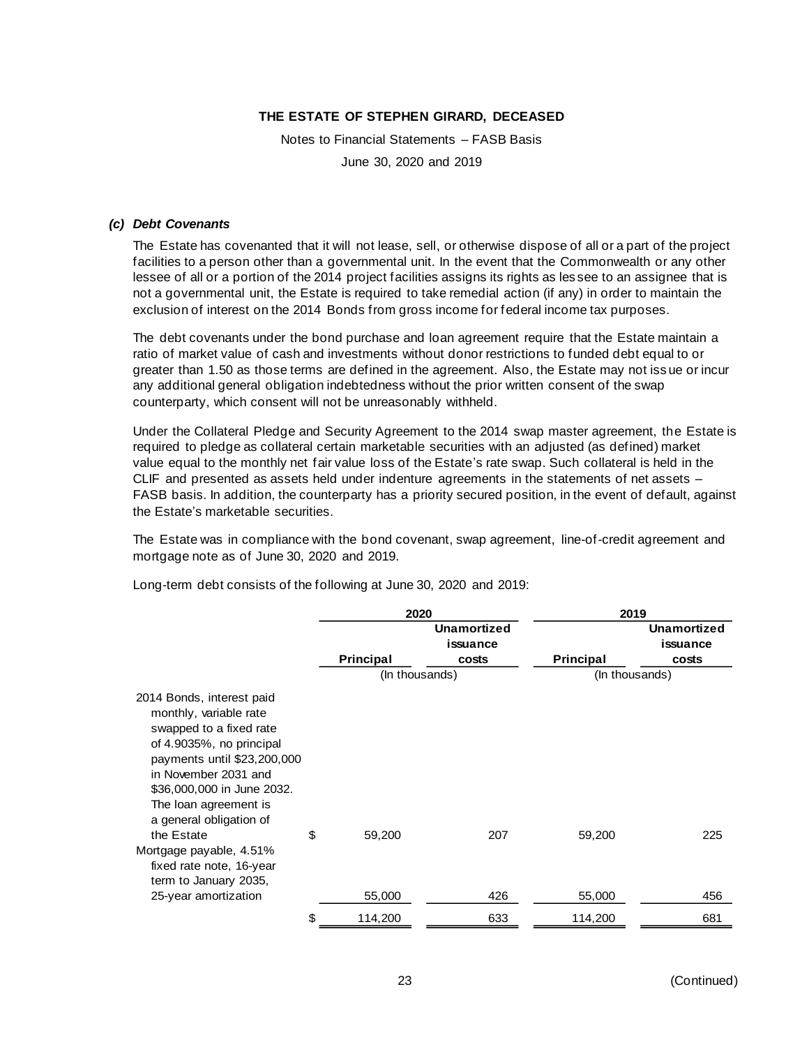### *(c) Debt Covenants*

The Estate has covenanted that it will not lease, sell, or otherwise dispose of all or a part of the project facilities to a person other than a governmental unit. In the event that the Commonwealth or any other lessee of all or a portion of the 2014 project facilities assigns its rights as lessee to an assignee that is not a governmental unit, the Estate is required to take remedial action (if any) in order to maintain the exclusion of interest on the 2014 Bonds from gross income for federal income tax purposes.

The debt covenants under the bond purchase and loan agreement require that the Estate maintain a ratio of market value of cash and investments without donor restrictions to funded debt equal to or greater than 1.50 as those terms are defined in the agreement. Also, the Estate may not issue or incur any additional general obligation indebtedness without the prior written consent of the swap counterparty, which consent will not be unreasonably withheld.

Under the Collateral Pledge and Security Agreement to the 2014 swap master agreement, the Estate is required to pledge as collateral certain marketable securities with an adjusted (as defined) market value equal to the monthly net fair value loss of the Estate's rate swap. Such collateral is held in the CLIF and presented as assets held under indenture agreements in the statements of net assets – FASB basis. In addition, the counterparty has a priority secured position, in the event of default, against the Estate's marketable securities.

The Estate was in compliance with the bond covenant, swap agreement, line-of-credit agreement and mortgage note as of June 30, 2020 and 2019.

Long-term debt consists of the following at June 30, 2020 and 2019:

| | 2020 | | 2019 | |
|---|---|---|---|---|
| | **Principal** | **Unamortized issuance costs** | **Principal** | **Unamortized issuance costs** |
| | (In thousands) | | (In thousands) | |
| 2014 Bonds, interest paid monthly, variable rate swapped to a fixed rate of 4.9035%, no principal payments until $23,200,000 in November 2031 and $36,000,000 in June 2032. The loan agreement is a general obligation of the Estate | $ 59,200 | 207 | 59,200 | 225 |
| Mortgage payable, 4.51% fixed rate note, 16-year term to January 2035, 25-year amortization | 55,000 | 426 | 55,000 | 456 |
| | $ 114,200 | 633 | 114,200 | 681 |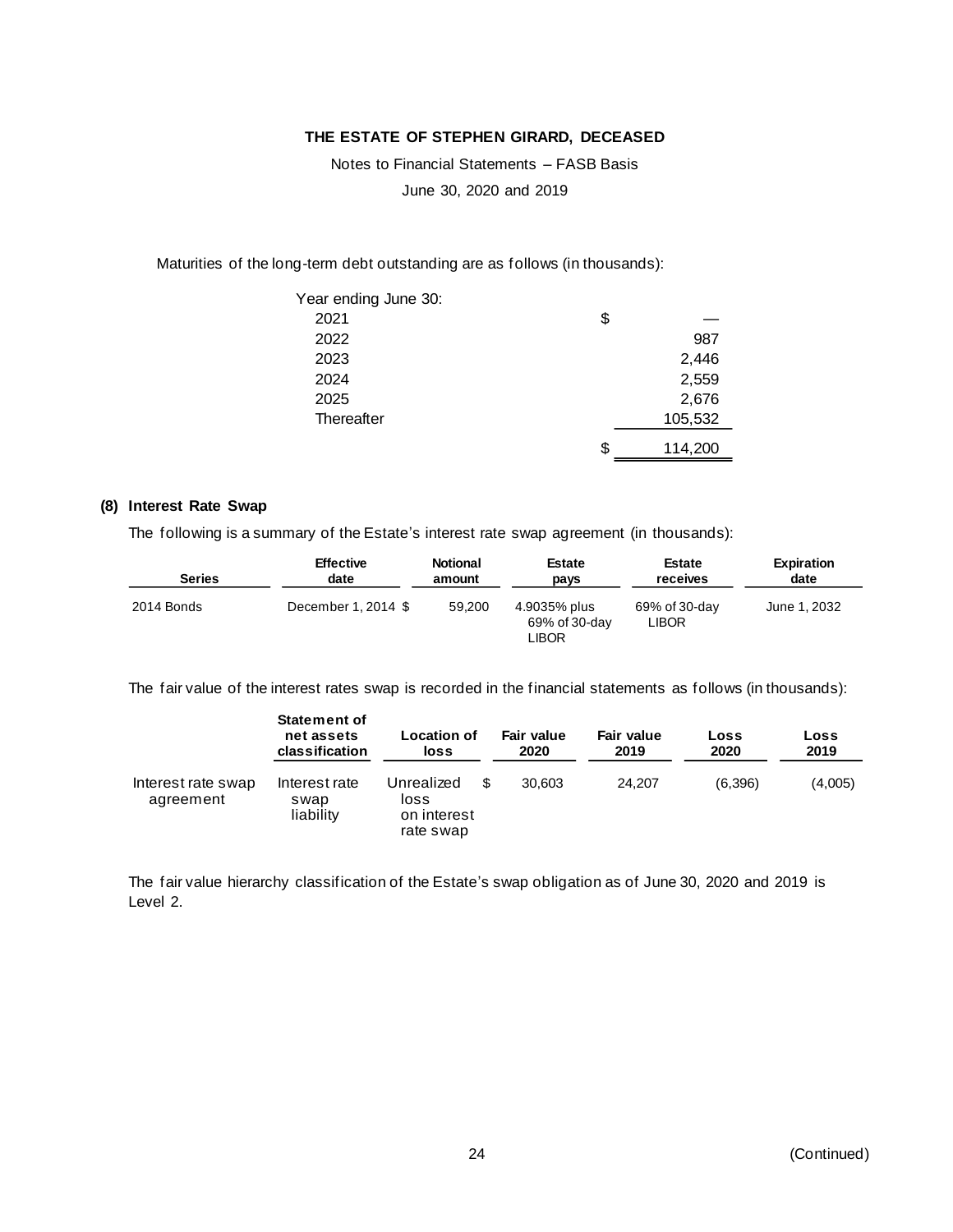Maturities of the long-term debt outstanding are as follows (in thousands):

| Year ending June 30: | |
|---|---|
| 2021 | $ — |
| 2022 | 987 |
| 2023 | 2,446 |
| 2024 | 2,559 |
| 2025 | 2,676 |
| Thereafter | 105,532 |
| | $ 114,200 |

### (8) Interest Rate Swap

The following is a summary of the Estate's interest rate swap agreement (in thousands):

| Series | Effective date | Notional amount | Estate pays | Estate receives | Expiration date |
|---|---|---|---|---|---|
| 2014 Bonds | December 1, 2014 | $ 59,200 | 4.9035% plus 69% of 30-day LIBOR | 69% of 30-day LIBOR | June 1, 2032 |

The fair value of the interest rates swap is recorded in the financial statements as follows (in thousands):

| | Statement of net assets classification | Location of loss | Fair value 2020 | Fair value 2019 | Loss 2020 | Loss 2019 |
|---|---|---|---|---|---|---|
| Interest rate swap agreement | Interest rate swap liability | Unrealized loss on interest rate swap | $ 30,603 | 24,207 | (6,396) | (4,005) |

The fair value hierarchy classification of the Estate's swap obligation as of June 30, 2020 and 2019 is Level 2.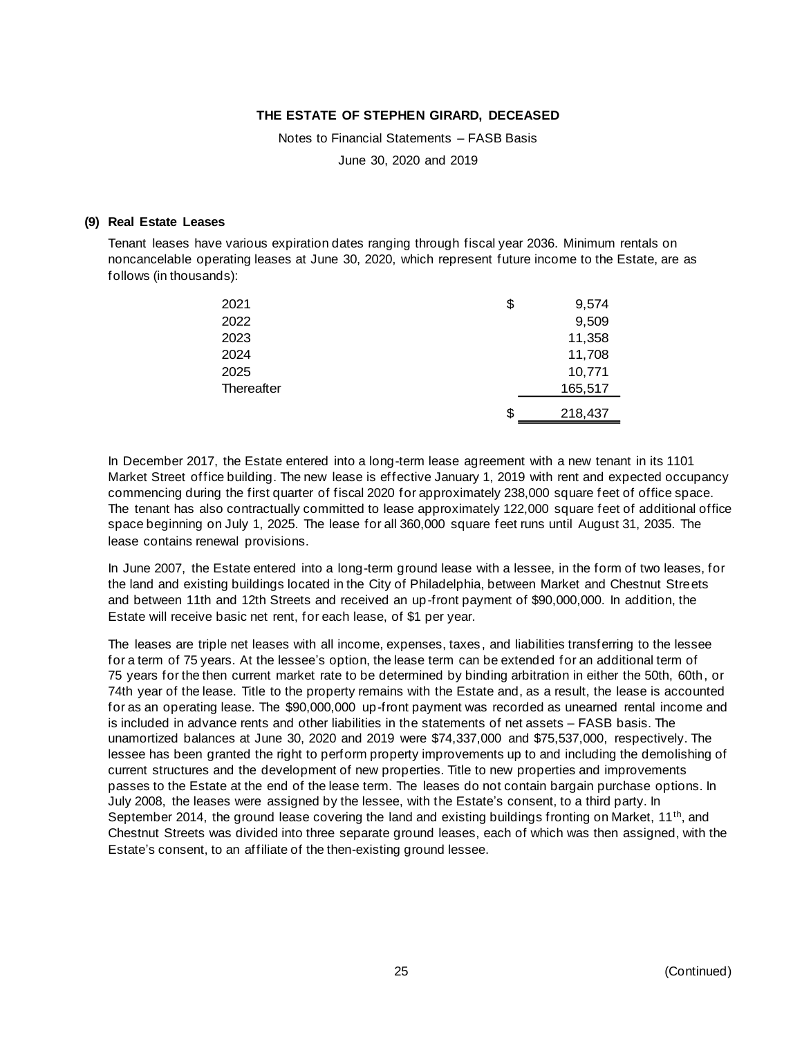### (9) Real Estate Leases

Tenant leases have various expiration dates ranging through fiscal year 2036. Minimum rentals on noncancelable operating leases at June 30, 2020, which represent future income to the Estate, are as follows (in thousands):

| | | |
|---|---|---|
| 2021 | $ | 9,574 |
| 2022 | | 9,509 |
| 2023 | | 11,358 |
| 2024 | | 11,708 |
| 2025 | | 10,771 |
| Thereafter | | 165,517 |
| | $ | 218,437 |

In December 2017, the Estate entered into a long-term lease agreement with a new tenant in its 1101 Market Street office building. The new lease is effective January 1, 2019 with rent and expected occupancy commencing during the first quarter of fiscal 2020 for approximately 238,000 square feet of office space. The tenant has also contractually committed to lease approximately 122,000 square feet of additional office space beginning on July 1, 2025. The lease for all 360,000 square feet runs until August 31, 2035. The lease contains renewal provisions.

In June 2007, the Estate entered into a long-term ground lease with a lessee, in the form of two leases, for the land and existing buildings located in the City of Philadelphia, between Market and Chestnut Streets and between 11th and 12th Streets and received an up-front payment of $90,000,000. In addition, the Estate will receive basic net rent, for each lease, of $1 per year.

The leases are triple net leases with all income, expenses, taxes, and liabilities transferring to the lessee for a term of 75 years. At the lessee's option, the lease term can be extended for an additional term of 75 years for the then current market rate to be determined by binding arbitration in either the 50th, 60th, or 74th year of the lease. Title to the property remains with the Estate and, as a result, the lease is accounted for as an operating lease. The $90,000,000 up-front payment was recorded as unearned rental income and is included in advance rents and other liabilities in the statements of net assets – FASB basis. The unamortized balances at June 30, 2020 and 2019 were $74,337,000 and $75,537,000, respectively. The lessee has been granted the right to perform property improvements up to and including the demolishing of current structures and the development of new properties. Title to new properties and improvements passes to the Estate at the end of the lease term. The leases do not contain bargain purchase options. In July 2008, the leases were assigned by the lessee, with the Estate's consent, to a third party. In September 2014, the ground lease covering the land and existing buildings fronting on Market, 11th, and Chestnut Streets was divided into three separate ground leases, each of which was then assigned, with the Estate's consent, to an affiliate of the then-existing ground lessee.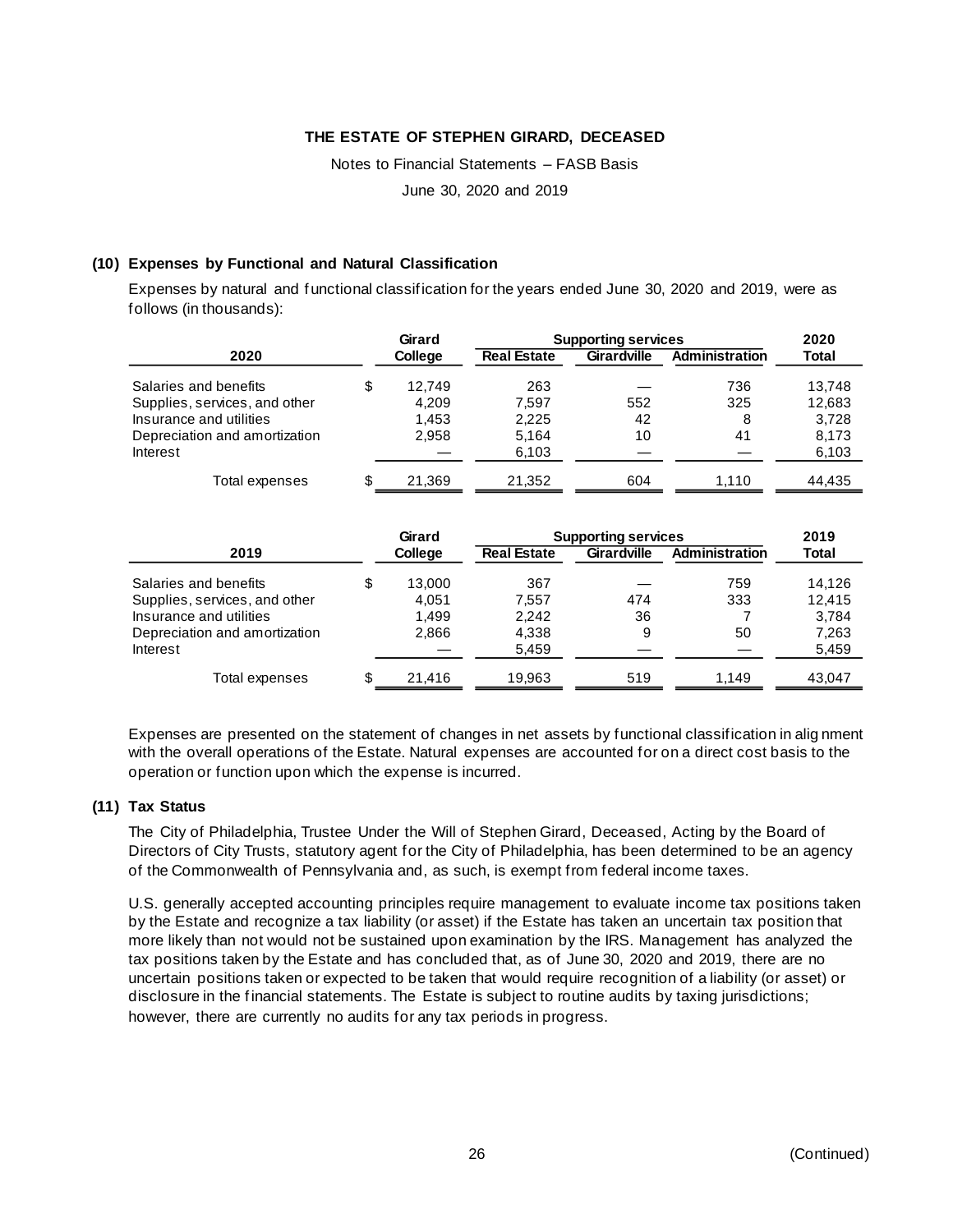# THE ESTATE OF STEPHEN GIRARD, DECEASED

Notes to Financial Statements – FASB Basis

June 30, 2020 and 2019

## (10) Expenses by Functional and Natural Classification

Expenses by natural and functional classification for the years ended June 30, 2020 and 2019, were as follows (in thousands):

| | Girard | Supporting services | | | 2020 |
|---|---|---|---|---|---|
| **2020** | **College** | **Real Estate** | **Girardville** | **Administration** | **Total** |
| Salaries and benefits | $ 12,749 | 263 | — | 736 | 13,748 |
| Supplies, services, and other | 4,209 | 7,597 | 552 | 325 | 12,683 |
| Insurance and utilities | 1,453 | 2,225 | 42 | 8 | 3,728 |
| Depreciation and amortization | 2,958 | 5,164 | 10 | 41 | 8,173 |
| Interest | — | 6,103 | — | — | 6,103 |
| Total expenses | $ 21,369 | 21,352 | 604 | 1,110 | 44,435 |

| | Girard | Supporting services | | | 2019 |
|---|---|---|---|---|---|
| **2019** | **College** | **Real Estate** | **Girardville** | **Administration** | **Total** |
| Salaries and benefits | $ 13,000 | 367 | — | 759 | 14,126 |
| Supplies, services, and other | 4,051 | 7,557 | 474 | 333 | 12,415 |
| Insurance and utilities | 1,499 | 2,242 | 36 | 7 | 3,784 |
| Depreciation and amortization | 2,866 | 4,338 | 9 | 50 | 7,263 |
| Interest | — | 5,459 | — | — | 5,459 |
| Total expenses | $ 21,416 | 19,963 | 519 | 1,149 | 43,047 |

Expenses are presented on the statement of changes in net assets by functional classification in alignment with the overall operations of the Estate. Natural expenses are accounted for on a direct cost basis to the operation or function upon which the expense is incurred.

## (11) Tax Status

The City of Philadelphia, Trustee Under the Will of Stephen Girard, Deceased, Acting by the Board of Directors of City Trusts, statutory agent for the City of Philadelphia, has been determined to be an agency of the Commonwealth of Pennsylvania and, as such, is exempt from federal income taxes.

U.S. generally accepted accounting principles require management to evaluate income tax positions taken by the Estate and recognize a tax liability (or asset) if the Estate has taken an uncertain tax position that more likely than not would not be sustained upon examination by the IRS. Management has analyzed the tax positions taken by the Estate and has concluded that, as of June 30, 2020 and 2019, there are no uncertain positions taken or expected to be taken that would require recognition of a liability (or asset) or disclosure in the financial statements. The Estate is subject to routine audits by taxing jurisdictions; however, there are currently no audits for any tax periods in progress.

(Continued)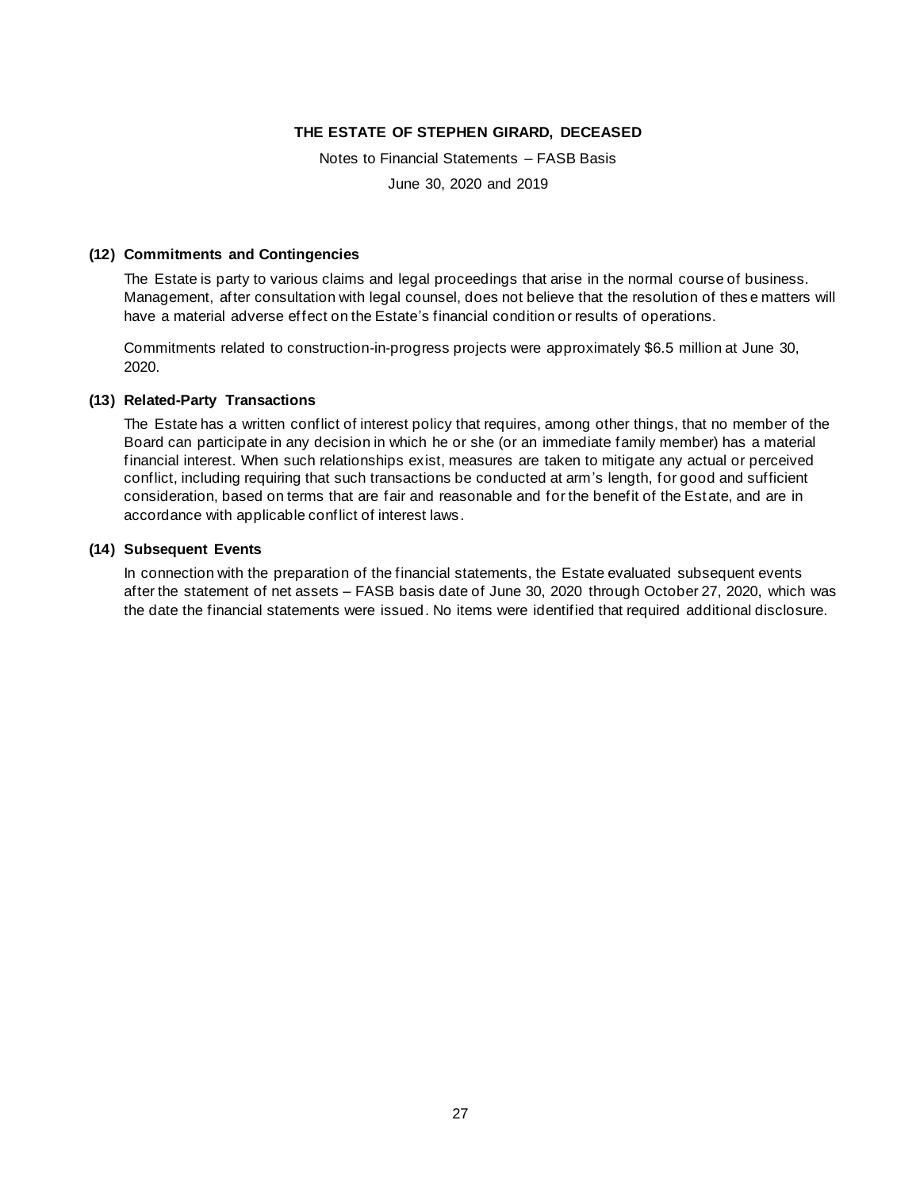### (12) Commitments and Contingencies

The Estate is party to various claims and legal proceedings that arise in the normal course of business. Management, after consultation with legal counsel, does not believe that the resolution of these matters will have a material adverse effect on the Estate's financial condition or results of operations.

Commitments related to construction-in-progress projects were approximately $6.5 million at June 30, 2020.

### (13) Related-Party Transactions

The Estate has a written conflict of interest policy that requires, among other things, that no member of the Board can participate in any decision in which he or she (or an immediate family member) has a material financial interest. When such relationships exist, measures are taken to mitigate any actual or perceived conflict, including requiring that such transactions be conducted at arm's length, for good and sufficient consideration, based on terms that are fair and reasonable and for the benefit of the Estate, and are in accordance with applicable conflict of interest laws.

### (14) Subsequent Events

In connection with the preparation of the financial statements, the Estate evaluated subsequent events after the statement of net assets – FASB basis date of June 30, 2020 through October 27, 2020, which was the date the financial statements were issued. No items were identified that required additional disclosure.